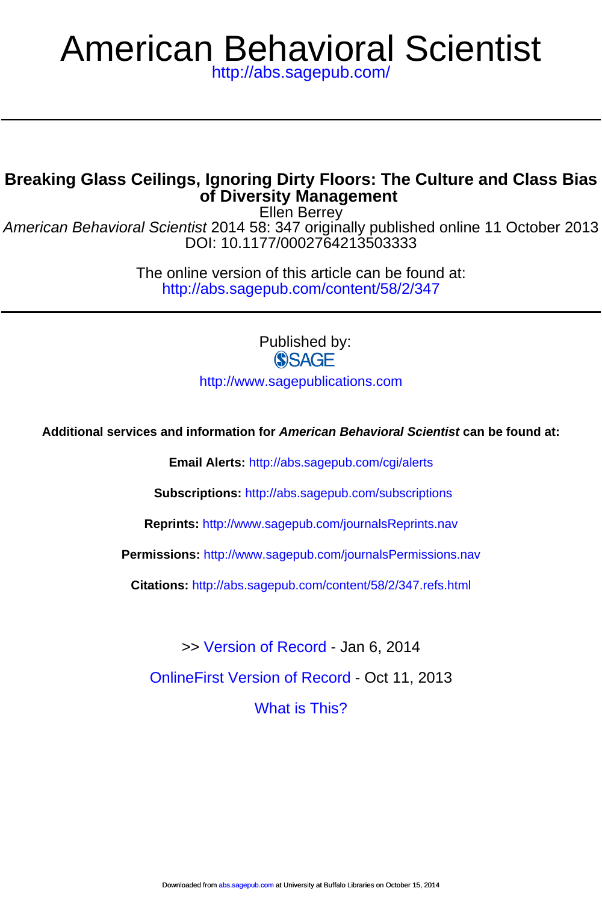# American Behavioral Scientist

http://abs.sagepub.com/

## Breaking Glass Ceilings, Ignoring Dirty Floors: The Culture and Class Bias of Diversity Management

Ellen Berrey

*American Behavioral Scientist* 2014 58: 347 originally published online 11 October 2013

DOI: 10.1177/0002764213503333

The online version of this article can be found at:

http://abs.sagepub.com/content/58/2/347

Published by:

SAGE

http://www.sagepublications.com

**Additional services and information for *American Behavioral Scientist* can be found at:**

**Email Alerts:** http://abs.sagepub.com/cgi/alerts

**Subscriptions:** http://abs.sagepub.com/subscriptions

**Reprints:** http://www.sagepub.com/journalsReprints.nav

**Permissions:** http://www.sagepub.com/journalsPermissions.nav

**Citations:** http://abs.sagepub.com/content/58/2/347.refs.html

>> Version of Record - Jan 6, 2014

OnlineFirst Version of Record - Oct 11, 2013

What is This?

Downloaded from abs.sagepub.com at University at Buffalo Libraries on October 15, 2014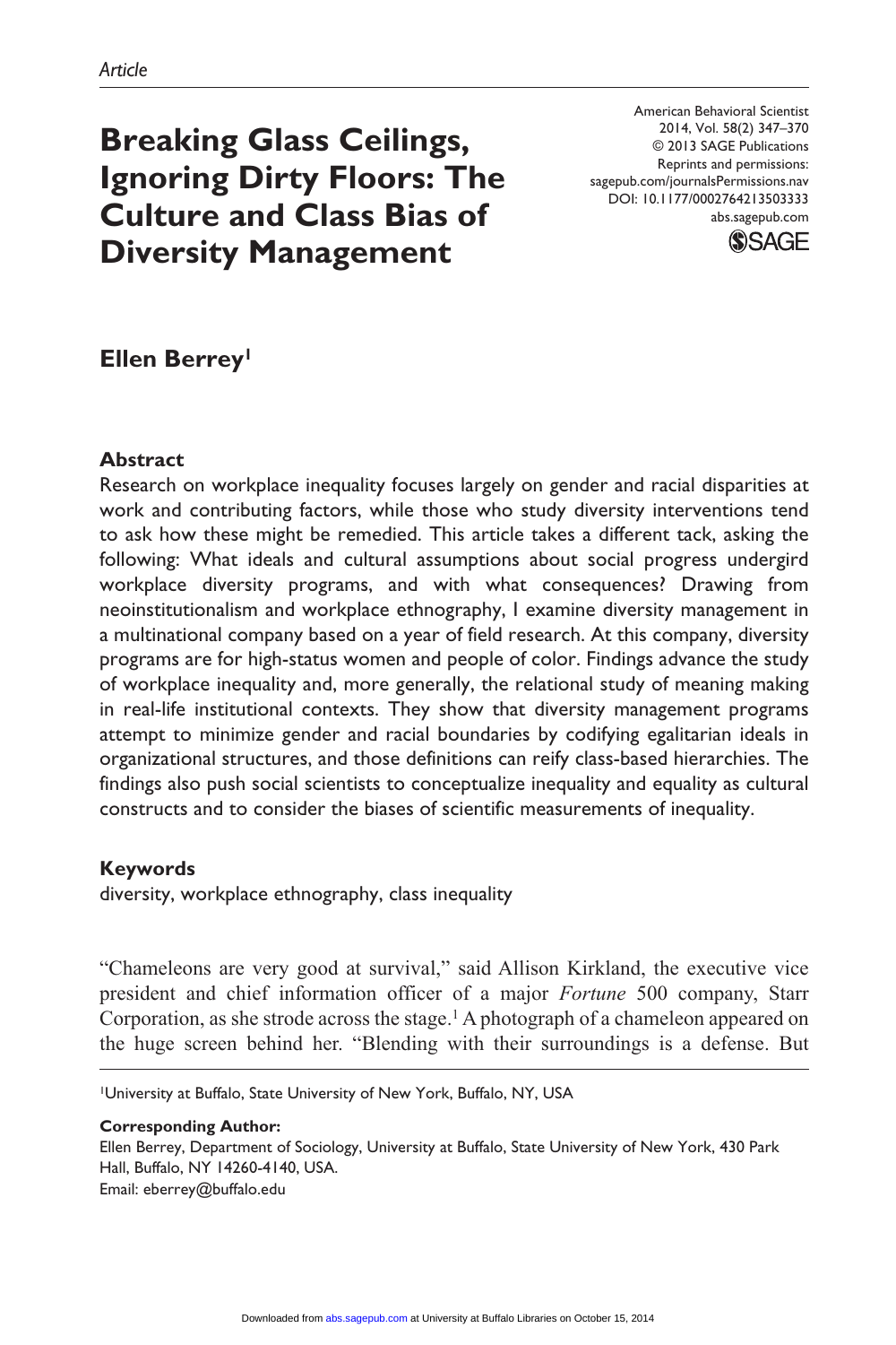Article

# Breaking Glass Ceilings, Ignoring Dirty Floors: The Culture and Class Bias of Diversity Management

American Behavioral Scientist
2014, Vol. 58(2) 347–370
© 2013 SAGE Publications
Reprints and permissions:
sagepub.com/journalsPermissions.nav
DOI: 10.1177/0002764213503333
abs.sagepub.com

## Ellen Berrey[1]

### Abstract

Research on workplace inequality focuses largely on gender and racial disparities at work and contributing factors, while those who study diversity interventions tend to ask how these might be remedied. This article takes a different tack, asking the following: What ideals and cultural assumptions about social progress undergird workplace diversity programs, and with what consequences? Drawing from neoinstitutionalism and workplace ethnography, I examine diversity management in a multinational company based on a year of field research. At this company, diversity programs are for high-status women and people of color. Findings advance the study of workplace inequality and, more generally, the relational study of meaning making in real-life institutional contexts. They show that diversity management programs attempt to minimize gender and racial boundaries by codifying egalitarian ideals in organizational structures, and those definitions can reify class-based hierarchies. The findings also push social scientists to conceptualize inequality and equality as cultural constructs and to consider the biases of scientific measurements of inequality.

### Keywords

diversity, workplace ethnography, class inequality

"Chameleons are very good at survival," said Allison Kirkland, the executive vice president and chief information officer of a major *Fortune* 500 company, Starr Corporation, as she strode across the stage.[1] A photograph of a chameleon appeared on the huge screen behind her. "Blending with their surroundings is a defense. But

[1]University at Buffalo, State University of New York, Buffalo, NY, USA

**Corresponding Author:**
Ellen Berrey, Department of Sociology, University at Buffalo, State University of New York, 430 Park Hall, Buffalo, NY 14260-4140, USA.
Email: eberrey@buffalo.edu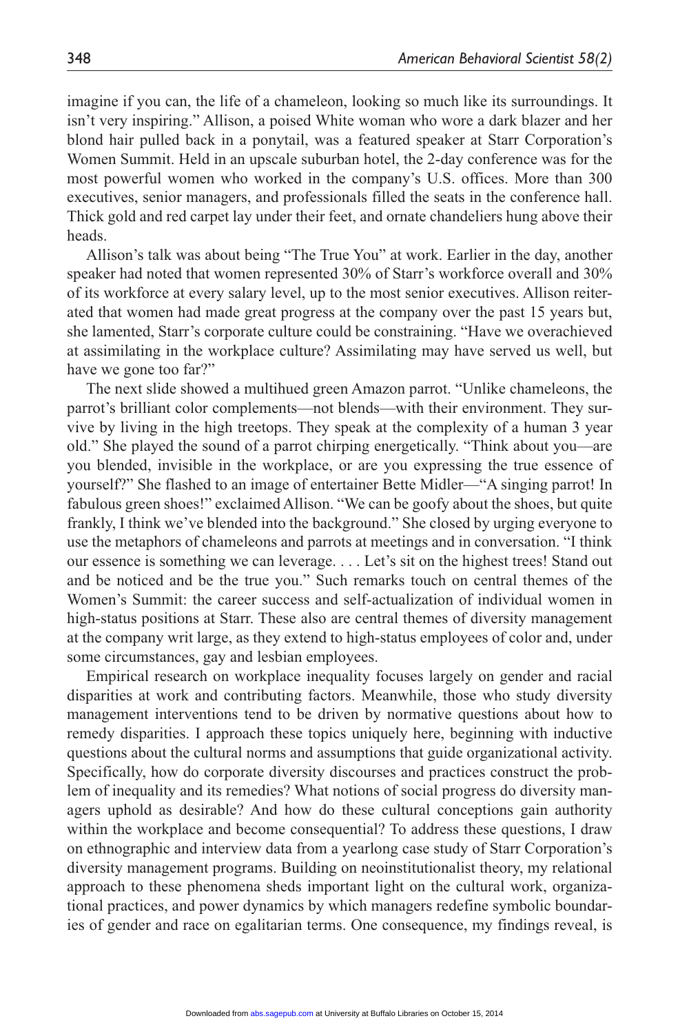imagine if you can, the life of a chameleon, looking so much like its surroundings. It isn't very inspiring." Allison, a poised White woman who wore a dark blazer and her blond hair pulled back in a ponytail, was a featured speaker at Starr Corporation's Women Summit. Held in an upscale suburban hotel, the 2-day conference was for the most powerful women who worked in the company's U.S. offices. More than 300 executives, senior managers, and professionals filled the seats in the conference hall. Thick gold and red carpet lay under their feet, and ornate chandeliers hung above their heads.

Allison's talk was about being "The True You" at work. Earlier in the day, another speaker had noted that women represented 30% of Starr's workforce overall and 30% of its workforce at every salary level, up to the most senior executives. Allison reiterated that women had made great progress at the company over the past 15 years but, she lamented, Starr's corporate culture could be constraining. "Have we overachieved at assimilating in the workplace culture? Assimilating may have served us well, but have we gone too far?"

The next slide showed a multihued green Amazon parrot. "Unlike chameleons, the parrot's brilliant color complements—not blends—with their environment. They survive by living in the high treetops. They speak at the complexity of a human 3 year old." She played the sound of a parrot chirping energetically. "Think about you—are you blended, invisible in the workplace, or are you expressing the true essence of yourself?" She flashed to an image of entertainer Bette Midler—"A singing parrot! In fabulous green shoes!" exclaimed Allison. "We can be goofy about the shoes, but quite frankly, I think we've blended into the background." She closed by urging everyone to use the metaphors of chameleons and parrots at meetings and in conversation. "I think our essence is something we can leverage. . . . Let's sit on the highest trees! Stand out and be noticed and be the true you." Such remarks touch on central themes of the Women's Summit: the career success and self-actualization of individual women in high-status positions at Starr. These also are central themes of diversity management at the company writ large, as they extend to high-status employees of color and, under some circumstances, gay and lesbian employees.

Empirical research on workplace inequality focuses largely on gender and racial disparities at work and contributing factors. Meanwhile, those who study diversity management interventions tend to be driven by normative questions about how to remedy disparities. I approach these topics uniquely here, beginning with inductive questions about the cultural norms and assumptions that guide organizational activity. Specifically, how do corporate diversity discourses and practices construct the problem of inequality and its remedies? What notions of social progress do diversity managers uphold as desirable? And how do these cultural conceptions gain authority within the workplace and become consequential? To address these questions, I draw on ethnographic and interview data from a yearlong case study of Starr Corporation's diversity management programs. Building on neoinstitutionalist theory, my relational approach to these phenomena sheds important light on the cultural work, organizational practices, and power dynamics by which managers redefine symbolic boundaries of gender and race on egalitarian terms. One consequence, my findings reveal, is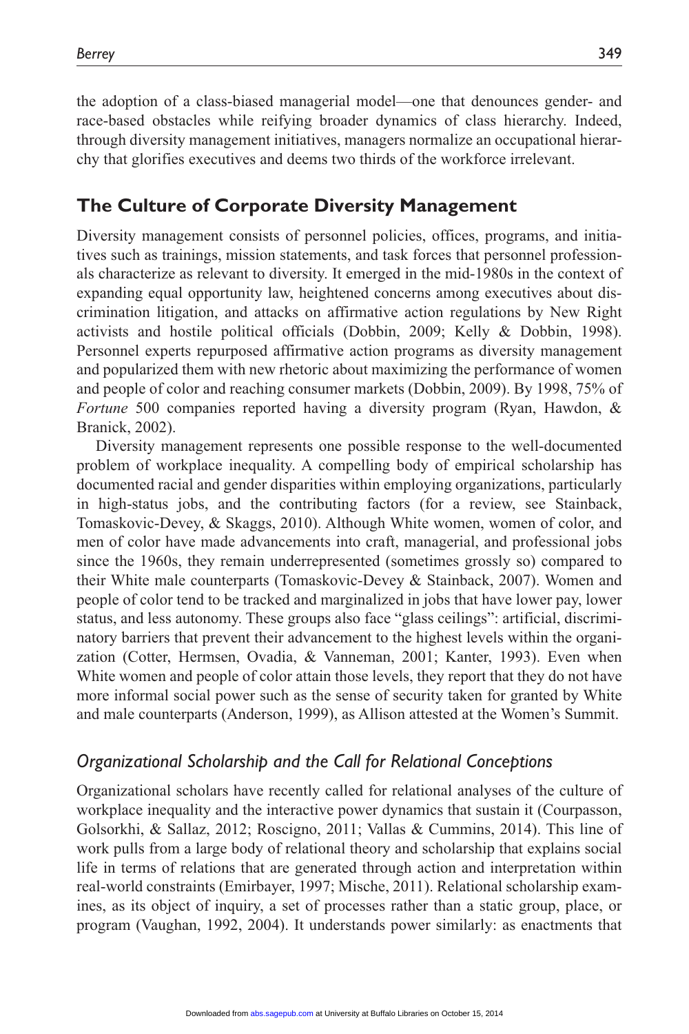the adoption of a class-biased managerial model—one that denounces gender- and race-based obstacles while reifying broader dynamics of class hierarchy. Indeed, through diversity management initiatives, managers normalize an occupational hierarchy that glorifies executives and deems two thirds of the workforce irrelevant.

## The Culture of Corporate Diversity Management

Diversity management consists of personnel policies, offices, programs, and initiatives such as trainings, mission statements, and task forces that personnel professionals characterize as relevant to diversity. It emerged in the mid-1980s in the context of expanding equal opportunity law, heightened concerns among executives about discrimination litigation, and attacks on affirmative action regulations by New Right activists and hostile political officials (Dobbin, 2009; Kelly & Dobbin, 1998). Personnel experts repurposed affirmative action programs as diversity management and popularized them with new rhetoric about maximizing the performance of women and people of color and reaching consumer markets (Dobbin, 2009). By 1998, 75% of *Fortune* 500 companies reported having a diversity program (Ryan, Hawdon, & Branick, 2002).

Diversity management represents one possible response to the well-documented problem of workplace inequality. A compelling body of empirical scholarship has documented racial and gender disparities within employing organizations, particularly in high-status jobs, and the contributing factors (for a review, see Stainback, Tomaskovic-Devey, & Skaggs, 2010). Although White women, women of color, and men of color have made advancements into craft, managerial, and professional jobs since the 1960s, they remain underrepresented (sometimes grossly so) compared to their White male counterparts (Tomaskovic-Devey & Stainback, 2007). Women and people of color tend to be tracked and marginalized in jobs that have lower pay, lower status, and less autonomy. These groups also face "glass ceilings": artificial, discriminatory barriers that prevent their advancement to the highest levels within the organization (Cotter, Hermsen, Ovadia, & Vanneman, 2001; Kanter, 1993). Even when White women and people of color attain those levels, they report that they do not have more informal social power such as the sense of security taken for granted by White and male counterparts (Anderson, 1999), as Allison attested at the Women's Summit.

### *Organizational Scholarship and the Call for Relational Conceptions*

Organizational scholars have recently called for relational analyses of the culture of workplace inequality and the interactive power dynamics that sustain it (Courpasson, Golsorkhi, & Sallaz, 2012; Roscigno, 2011; Vallas & Cummins, 2014). This line of work pulls from a large body of relational theory and scholarship that explains social life in terms of relations that are generated through action and interpretation within real-world constraints (Emirbayer, 1997; Mische, 2011). Relational scholarship examines, as its object of inquiry, a set of processes rather than a static group, place, or program (Vaughan, 1992, 2004). It understands power similarly: as enactments that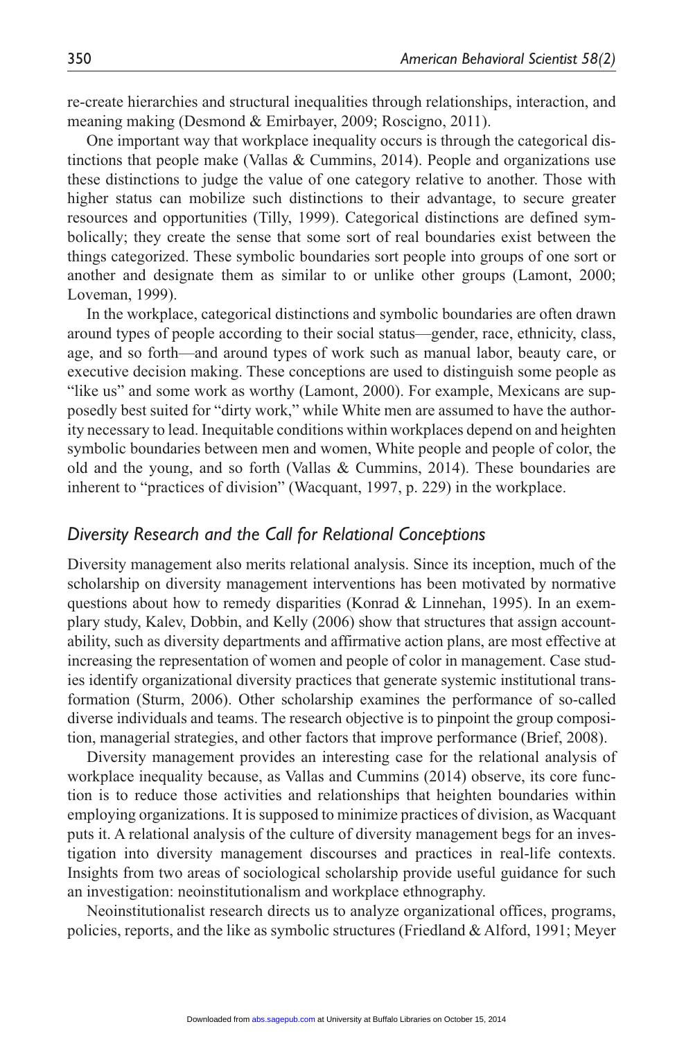re-create hierarchies and structural inequalities through relationships, interaction, and meaning making (Desmond & Emirbayer, 2009; Roscigno, 2011).

One important way that workplace inequality occurs is through the categorical distinctions that people make (Vallas & Cummins, 2014). People and organizations use these distinctions to judge the value of one category relative to another. Those with higher status can mobilize such distinctions to their advantage, to secure greater resources and opportunities (Tilly, 1999). Categorical distinctions are defined symbolically; they create the sense that some sort of real boundaries exist between the things categorized. These symbolic boundaries sort people into groups of one sort or another and designate them as similar to or unlike other groups (Lamont, 2000; Loveman, 1999).

In the workplace, categorical distinctions and symbolic boundaries are often drawn around types of people according to their social status—gender, race, ethnicity, class, age, and so forth—and around types of work such as manual labor, beauty care, or executive decision making. These conceptions are used to distinguish some people as "like us" and some work as worthy (Lamont, 2000). For example, Mexicans are supposedly best suited for "dirty work," while White men are assumed to have the authority necessary to lead. Inequitable conditions within workplaces depend on and heighten symbolic boundaries between men and women, White people and people of color, the old and the young, and so forth (Vallas & Cummins, 2014). These boundaries are inherent to "practices of division" (Wacquant, 1997, p. 229) in the workplace.

## *Diversity Research and the Call for Relational Conceptions*

Diversity management also merits relational analysis. Since its inception, much of the scholarship on diversity management interventions has been motivated by normative questions about how to remedy disparities (Konrad & Linnehan, 1995). In an exemplary study, Kalev, Dobbin, and Kelly (2006) show that structures that assign accountability, such as diversity departments and affirmative action plans, are most effective at increasing the representation of women and people of color in management. Case studies identify organizational diversity practices that generate systemic institutional transformation (Sturm, 2006). Other scholarship examines the performance of so-called diverse individuals and teams. The research objective is to pinpoint the group composition, managerial strategies, and other factors that improve performance (Brief, 2008).

Diversity management provides an interesting case for the relational analysis of workplace inequality because, as Vallas and Cummins (2014) observe, its core function is to reduce those activities and relationships that heighten boundaries within employing organizations. It is supposed to minimize practices of division, as Wacquant puts it. A relational analysis of the culture of diversity management begs for an investigation into diversity management discourses and practices in real-life contexts. Insights from two areas of sociological scholarship provide useful guidance for such an investigation: neoinstitutionalism and workplace ethnography.

Neoinstitutionalist research directs us to analyze organizational offices, programs, policies, reports, and the like as symbolic structures (Friedland & Alford, 1991; Meyer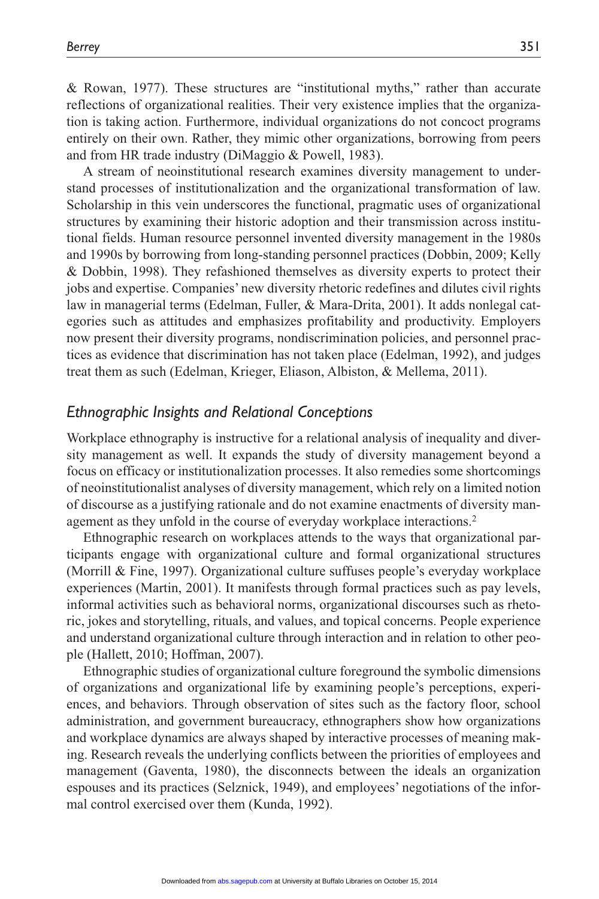& Rowan, 1977). These structures are "institutional myths," rather than accurate reflections of organizational realities. Their very existence implies that the organization is taking action. Furthermore, individual organizations do not concoct programs entirely on their own. Rather, they mimic other organizations, borrowing from peers and from HR trade industry (DiMaggio & Powell, 1983).

A stream of neoinstitutional research examines diversity management to understand processes of institutionalization and the organizational transformation of law. Scholarship in this vein underscores the functional, pragmatic uses of organizational structures by examining their historic adoption and their transmission across institutional fields. Human resource personnel invented diversity management in the 1980s and 1990s by borrowing from long-standing personnel practices (Dobbin, 2009; Kelly & Dobbin, 1998). They refashioned themselves as diversity experts to protect their jobs and expertise. Companies' new diversity rhetoric redefines and dilutes civil rights law in managerial terms (Edelman, Fuller, & Mara-Drita, 2001). It adds nonlegal categories such as attitudes and emphasizes profitability and productivity. Employers now present their diversity programs, nondiscrimination policies, and personnel practices as evidence that discrimination has not taken place (Edelman, 1992), and judges treat them as such (Edelman, Krieger, Eliason, Albiston, & Mellema, 2011).

## *Ethnographic Insights and Relational Conceptions*

Workplace ethnography is instructive for a relational analysis of inequality and diversity management as well. It expands the study of diversity management beyond a focus on efficacy or institutionalization processes. It also remedies some shortcomings of neoinstitutionalist analyses of diversity management, which rely on a limited notion of discourse as a justifying rationale and do not examine enactments of diversity management as they unfold in the course of everyday workplace interactions.[2]

Ethnographic research on workplaces attends to the ways that organizational participants engage with organizational culture and formal organizational structures (Morrill & Fine, 1997). Organizational culture suffuses people's everyday workplace experiences (Martin, 2001). It manifests through formal practices such as pay levels, informal activities such as behavioral norms, organizational discourses such as rhetoric, jokes and storytelling, rituals, and values, and topical concerns. People experience and understand organizational culture through interaction and in relation to other people (Hallett, 2010; Hoffman, 2007).

Ethnographic studies of organizational culture foreground the symbolic dimensions of organizations and organizational life by examining people's perceptions, experiences, and behaviors. Through observation of sites such as the factory floor, school administration, and government bureaucracy, ethnographers show how organizations and workplace dynamics are always shaped by interactive processes of meaning making. Research reveals the underlying conflicts between the priorities of employees and management (Gaventa, 1980), the disconnects between the ideals an organization espouses and its practices (Selznick, 1949), and employees' negotiations of the informal control exercised over them (Kunda, 1992).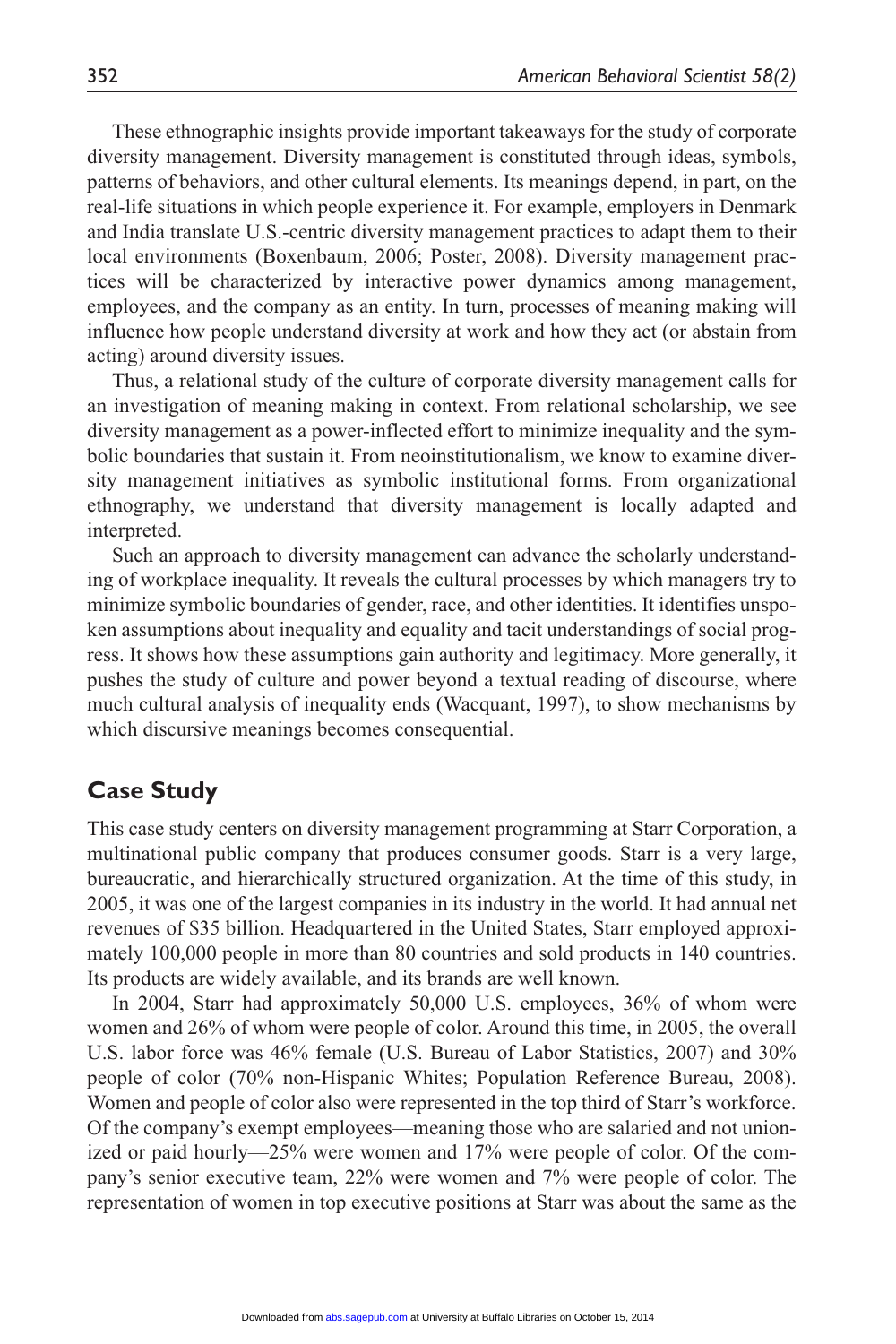These ethnographic insights provide important takeaways for the study of corporate diversity management. Diversity management is constituted through ideas, symbols, patterns of behaviors, and other cultural elements. Its meanings depend, in part, on the real-life situations in which people experience it. For example, employers in Denmark and India translate U.S.-centric diversity management practices to adapt them to their local environments (Boxenbaum, 2006; Poster, 2008). Diversity management practices will be characterized by interactive power dynamics among management, employees, and the company as an entity. In turn, processes of meaning making will influence how people understand diversity at work and how they act (or abstain from acting) around diversity issues.

Thus, a relational study of the culture of corporate diversity management calls for an investigation of meaning making in context. From relational scholarship, we see diversity management as a power-inflected effort to minimize inequality and the symbolic boundaries that sustain it. From neoinstitutionalism, we know to examine diversity management initiatives as symbolic institutional forms. From organizational ethnography, we understand that diversity management is locally adapted and interpreted.

Such an approach to diversity management can advance the scholarly understanding of workplace inequality. It reveals the cultural processes by which managers try to minimize symbolic boundaries of gender, race, and other identities. It identifies unspoken assumptions about inequality and equality and tacit understandings of social progress. It shows how these assumptions gain authority and legitimacy. More generally, it pushes the study of culture and power beyond a textual reading of discourse, where much cultural analysis of inequality ends (Wacquant, 1997), to show mechanisms by which discursive meanings becomes consequential.

## Case Study

This case study centers on diversity management programming at Starr Corporation, a multinational public company that produces consumer goods. Starr is a very large, bureaucratic, and hierarchically structured organization. At the time of this study, in 2005, it was one of the largest companies in its industry in the world. It had annual net revenues of $35 billion. Headquartered in the United States, Starr employed approximately 100,000 people in more than 80 countries and sold products in 140 countries. Its products are widely available, and its brands are well known.

In 2004, Starr had approximately 50,000 U.S. employees, 36% of whom were women and 26% of whom were people of color. Around this time, in 2005, the overall U.S. labor force was 46% female (U.S. Bureau of Labor Statistics, 2007) and 30% people of color (70% non-Hispanic Whites; Population Reference Bureau, 2008). Women and people of color also were represented in the top third of Starr's workforce. Of the company's exempt employees—meaning those who are salaried and not unionized or paid hourly—25% were women and 17% were people of color. Of the company's senior executive team, 22% were women and 7% were people of color. The representation of women in top executive positions at Starr was about the same as the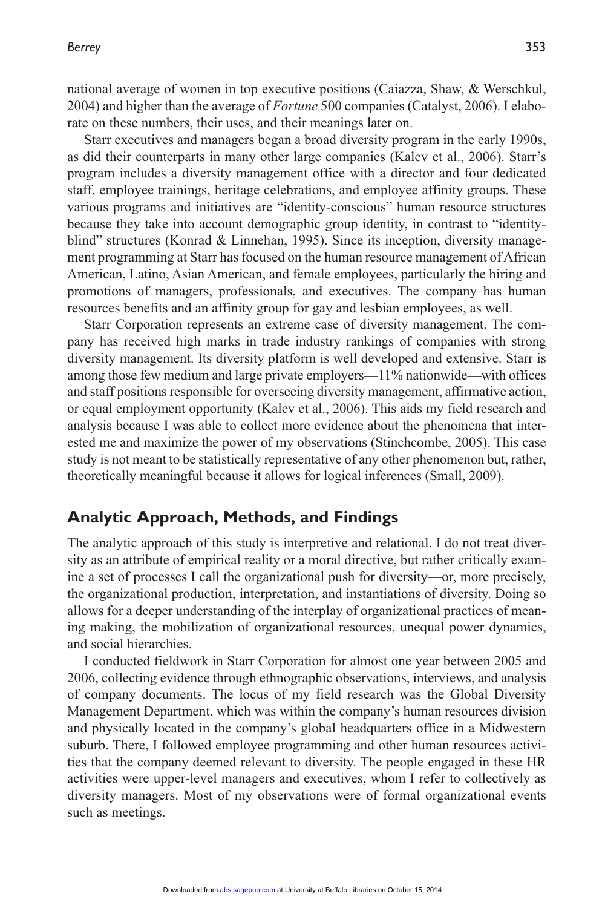national average of women in top executive positions (Caiazza, Shaw, & Werschkul, 2004) and higher than the average of *Fortune* 500 companies (Catalyst, 2006). I elaborate on these numbers, their uses, and their meanings later on.

Starr executives and managers began a broad diversity program in the early 1990s, as did their counterparts in many other large companies (Kalev et al., 2006). Starr's program includes a diversity management office with a director and four dedicated staff, employee trainings, heritage celebrations, and employee affinity groups. These various programs and initiatives are "identity-conscious" human resource structures because they take into account demographic group identity, in contrast to "identity-blind" structures (Konrad & Linnehan, 1995). Since its inception, diversity management programming at Starr has focused on the human resource management of African American, Latino, Asian American, and female employees, particularly the hiring and promotions of managers, professionals, and executives. The company has human resources benefits and an affinity group for gay and lesbian employees, as well.

Starr Corporation represents an extreme case of diversity management. The company has received high marks in trade industry rankings of companies with strong diversity management. Its diversity platform is well developed and extensive. Starr is among those few medium and large private employers—11% nationwide—with offices and staff positions responsible for overseeing diversity management, affirmative action, or equal employment opportunity (Kalev et al., 2006). This aids my field research and analysis because I was able to collect more evidence about the phenomena that interested me and maximize the power of my observations (Stinchcombe, 2005). This case study is not meant to be statistically representative of any other phenomenon but, rather, theoretically meaningful because it allows for logical inferences (Small, 2009).

## Analytic Approach, Methods, and Findings

The analytic approach of this study is interpretive and relational. I do not treat diversity as an attribute of empirical reality or a moral directive, but rather critically examine a set of processes I call the organizational push for diversity—or, more precisely, the organizational production, interpretation, and instantiations of diversity. Doing so allows for a deeper understanding of the interplay of organizational practices of meaning making, the mobilization of organizational resources, unequal power dynamics, and social hierarchies.

I conducted fieldwork in Starr Corporation for almost one year between 2005 and 2006, collecting evidence through ethnographic observations, interviews, and analysis of company documents. The locus of my field research was the Global Diversity Management Department, which was within the company's human resources division and physically located in the company's global headquarters office in a Midwestern suburb. There, I followed employee programming and other human resources activities that the company deemed relevant to diversity. The people engaged in these HR activities were upper-level managers and executives, whom I refer to collectively as diversity managers. Most of my observations were of formal organizational events such as meetings.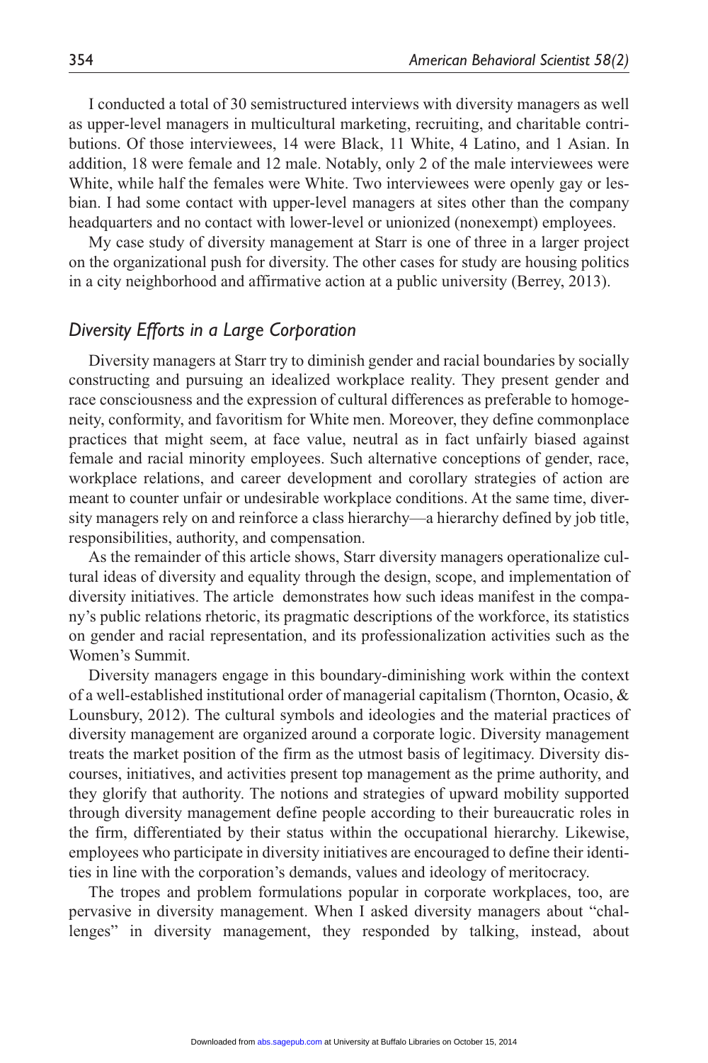I conducted a total of 30 semistructured interviews with diversity managers as well as upper-level managers in multicultural marketing, recruiting, and charitable contributions. Of those interviewees, 14 were Black, 11 White, 4 Latino, and 1 Asian. In addition, 18 were female and 12 male. Notably, only 2 of the male interviewees were White, while half the females were White. Two interviewees were openly gay or lesbian. I had some contact with upper-level managers at sites other than the company headquarters and no contact with lower-level or unionized (nonexempt) employees.

My case study of diversity management at Starr is one of three in a larger project on the organizational push for diversity. The other cases for study are housing politics in a city neighborhood and affirmative action at a public university (Berrey, 2013).

## *Diversity Efforts in a Large Corporation*

Diversity managers at Starr try to diminish gender and racial boundaries by socially constructing and pursuing an idealized workplace reality. They present gender and race consciousness and the expression of cultural differences as preferable to homogeneity, conformity, and favoritism for White men. Moreover, they define commonplace practices that might seem, at face value, neutral as in fact unfairly biased against female and racial minority employees. Such alternative conceptions of gender, race, workplace relations, and career development and corollary strategies of action are meant to counter unfair or undesirable workplace conditions. At the same time, diversity managers rely on and reinforce a class hierarchy—a hierarchy defined by job title, responsibilities, authority, and compensation.

As the remainder of this article shows, Starr diversity managers operationalize cultural ideas of diversity and equality through the design, scope, and implementation of diversity initiatives. The article demonstrates how such ideas manifest in the company's public relations rhetoric, its pragmatic descriptions of the workforce, its statistics on gender and racial representation, and its professionalization activities such as the Women's Summit.

Diversity managers engage in this boundary-diminishing work within the context of a well-established institutional order of managerial capitalism (Thornton, Ocasio, & Lounsbury, 2012). The cultural symbols and ideologies and the material practices of diversity management are organized around a corporate logic. Diversity management treats the market position of the firm as the utmost basis of legitimacy. Diversity discourses, initiatives, and activities present top management as the prime authority, and they glorify that authority. The notions and strategies of upward mobility supported through diversity management define people according to their bureaucratic roles in the firm, differentiated by their status within the occupational hierarchy. Likewise, employees who participate in diversity initiatives are encouraged to define their identities in line with the corporation's demands, values and ideology of meritocracy.

The tropes and problem formulations popular in corporate workplaces, too, are pervasive in diversity management. When I asked diversity managers about "challenges" in diversity management, they responded by talking, instead, about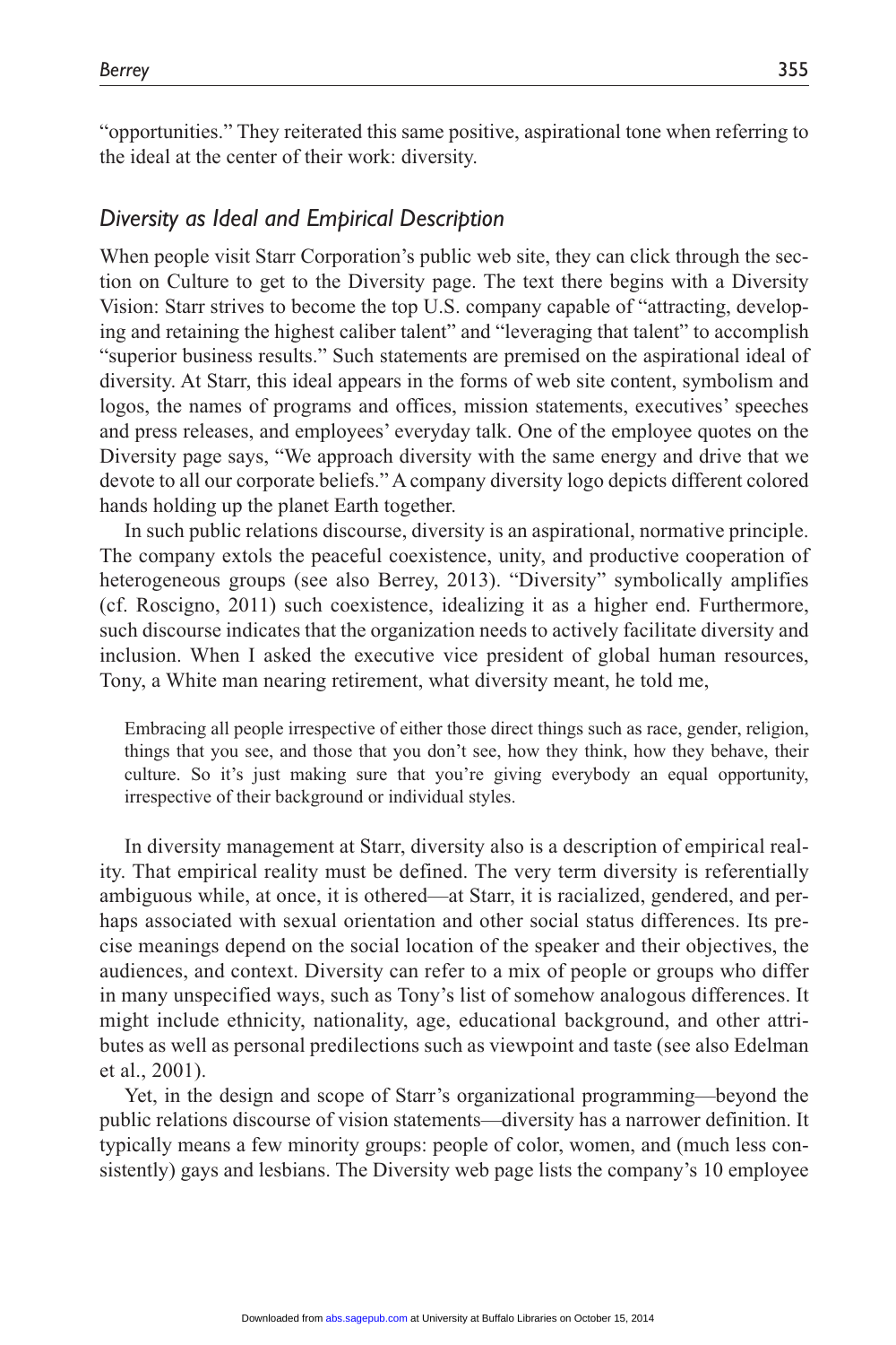"opportunities." They reiterated this same positive, aspirational tone when referring to the ideal at the center of their work: diversity.

### *Diversity as Ideal and Empirical Description*

When people visit Starr Corporation's public web site, they can click through the section on Culture to get to the Diversity page. The text there begins with a Diversity Vision: Starr strives to become the top U.S. company capable of "attracting, developing and retaining the highest caliber talent" and "leveraging that talent" to accomplish "superior business results." Such statements are premised on the aspirational ideal of diversity. At Starr, this ideal appears in the forms of web site content, symbolism and logos, the names of programs and offices, mission statements, executives' speeches and press releases, and employees' everyday talk. One of the employee quotes on the Diversity page says, "We approach diversity with the same energy and drive that we devote to all our corporate beliefs." A company diversity logo depicts different colored hands holding up the planet Earth together.

In such public relations discourse, diversity is an aspirational, normative principle. The company extols the peaceful coexistence, unity, and productive cooperation of heterogeneous groups (see also Berrey, 2013). "Diversity" symbolically amplifies (cf. Roscigno, 2011) such coexistence, idealizing it as a higher end. Furthermore, such discourse indicates that the organization needs to actively facilitate diversity and inclusion. When I asked the executive vice president of global human resources, Tony, a White man nearing retirement, what diversity meant, he told me,

> Embracing all people irrespective of either those direct things such as race, gender, religion, things that you see, and those that you don't see, how they think, how they behave, their culture. So it's just making sure that you're giving everybody an equal opportunity, irrespective of their background or individual styles.

In diversity management at Starr, diversity also is a description of empirical reality. That empirical reality must be defined. The very term diversity is referentially ambiguous while, at once, it is othered—at Starr, it is racialized, gendered, and perhaps associated with sexual orientation and other social status differences. Its precise meanings depend on the social location of the speaker and their objectives, the audiences, and context. Diversity can refer to a mix of people or groups who differ in many unspecified ways, such as Tony's list of somehow analogous differences. It might include ethnicity, nationality, age, educational background, and other attributes as well as personal predilections such as viewpoint and taste (see also Edelman et al., 2001).

Yet, in the design and scope of Starr's organizational programming—beyond the public relations discourse of vision statements—diversity has a narrower definition. It typically means a few minority groups: people of color, women, and (much less consistently) gays and lesbians. The Diversity web page lists the company's 10 employee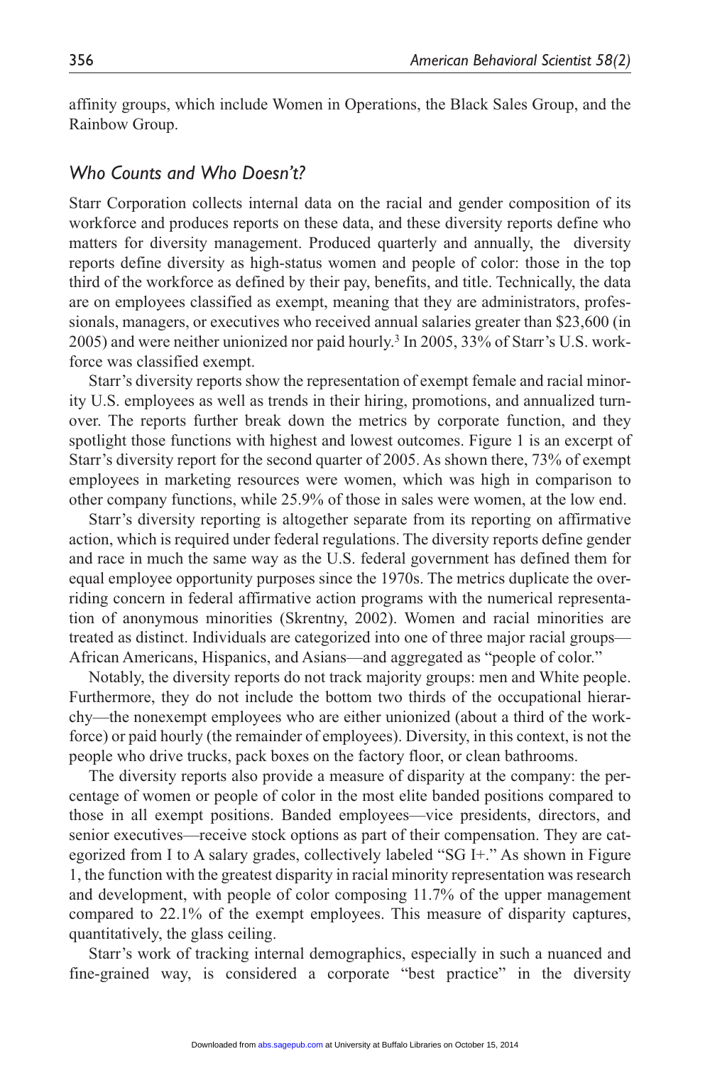affinity groups, which include Women in Operations, the Black Sales Group, and the Rainbow Group.

### *Who Counts and Who Doesn't?*

Starr Corporation collects internal data on the racial and gender composition of its workforce and produces reports on these data, and these diversity reports define who matters for diversity management. Produced quarterly and annually, the diversity reports define diversity as high-status women and people of color: those in the top third of the workforce as defined by their pay, benefits, and title. Technically, the data are on employees classified as exempt, meaning that they are administrators, professionals, managers, or executives who received annual salaries greater than $23,600 (in 2005) and were neither unionized nor paid hourly.[3] In 2005, 33% of Starr's U.S. workforce was classified exempt.

Starr's diversity reports show the representation of exempt female and racial minority U.S. employees as well as trends in their hiring, promotions, and annualized turnover. The reports further break down the metrics by corporate function, and they spotlight those functions with highest and lowest outcomes. Figure 1 is an excerpt of Starr's diversity report for the second quarter of 2005. As shown there, 73% of exempt employees in marketing resources were women, which was high in comparison to other company functions, while 25.9% of those in sales were women, at the low end.

Starr's diversity reporting is altogether separate from its reporting on affirmative action, which is required under federal regulations. The diversity reports define gender and race in much the same way as the U.S. federal government has defined them for equal employee opportunity purposes since the 1970s. The metrics duplicate the overriding concern in federal affirmative action programs with the numerical representation of anonymous minorities (Skrentny, 2002). Women and racial minorities are treated as distinct. Individuals are categorized into one of three major racial groups—African Americans, Hispanics, and Asians—and aggregated as "people of color."

Notably, the diversity reports do not track majority groups: men and White people. Furthermore, they do not include the bottom two thirds of the occupational hierarchy—the nonexempt employees who are either unionized (about a third of the workforce) or paid hourly (the remainder of employees). Diversity, in this context, is not the people who drive trucks, pack boxes on the factory floor, or clean bathrooms.

The diversity reports also provide a measure of disparity at the company: the percentage of women or people of color in the most elite banded positions compared to those in all exempt positions. Banded employees—vice presidents, directors, and senior executives—receive stock options as part of their compensation. They are categorized from I to A salary grades, collectively labeled "SG I+." As shown in Figure 1, the function with the greatest disparity in racial minority representation was research and development, with people of color composing 11.7% of the upper management compared to 22.1% of the exempt employees. This measure of disparity captures, quantitatively, the glass ceiling.

Starr's work of tracking internal demographics, especially in such a nuanced and fine-grained way, is considered a corporate "best practice" in the diversity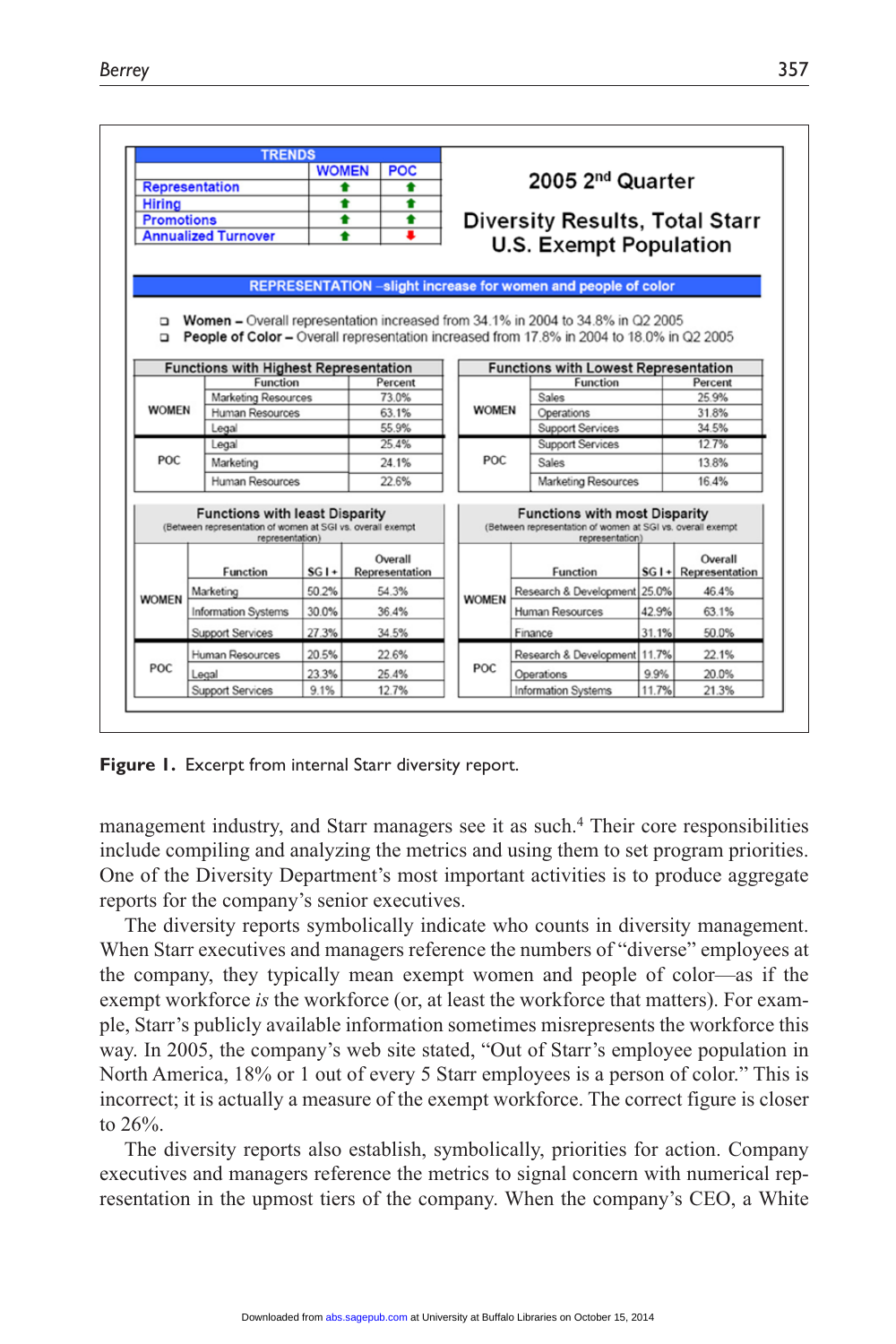| TRENDS | | |
|---|---|---|
| | WOMEN | POC |
| Representation | ↑ | ↑ |
| Hiring | ↑ | ↑ |
| Promotions | ↑ | ↑ |
| Annualized Turnover | ↑ | ↓ |

**2005 2nd Quarter**

**Diversity Results, Total Starr U.S. Exempt Population**

**REPRESENTATION –slight increase for women and people of color**

- **Women –** Overall representation increased from 34.1% in 2004 to 34.8% in Q2 2005
- **People of Color –** Overall representation increased from 17.8% in 2004 to 18.0% in Q2 2005

**Functions with Highest Representation**

| | Function | Percent |
|---|---|---|
| WOMEN | Marketing Resources | 73.0% |
| | Human Resources | 63.1% |
| | Legal | 55.9% |
| POC | Legal | 25.4% |
| | Marketing | 24.1% |
| | Human Resources | 22.6% |

**Functions with Lowest Representation**

| | Function | Percent |
|---|---|---|
| WOMEN | Sales | 25.9% |
| | Operations | 31.8% |
| | Support Services | 34.5% |
| POC | Support Services | 12.7% |
| | Sales | 13.8% |
| | Marketing Resources | 16.4% |

**Functions with least Disparity**
(Between representation of women at SGI vs. overall exempt representation)

| | Function | SG I+ | Overall Representation |
|---|---|---|---|
| WOMEN | Marketing | 50.2% | 54.3% |
| | Information Systems | 30.0% | 36.4% |
| | Support Services | 27.3% | 34.5% |
| POC | Human Resources | 20.5% | 22.6% |
| | Legal | 23.3% | 25.4% |
| | Support Services | 9.1% | 12.7% |

**Functions with most Disparity**
(Between representation of women at SGI vs. overall exempt representation)

| | Function | SG I+ | Overall Representation |
|---|---|---|---|
| WOMEN | Research & Development | 25.0% | 46.4% |
| | Human Resources | 42.9% | 63.1% |
| | Finance | 31.1% | 50.0% |
| POC | Research & Development | 11.7% | 22.1% |
| | Operations | 9.9% | 20.0% |
| | Information Systems | 11.7% | 21.3% |

**Figure 1.** Excerpt from internal Starr diversity report.

management industry, and Starr managers see it as such.[4] Their core responsibilities include compiling and analyzing the metrics and using them to set program priorities. One of the Diversity Department's most important activities is to produce aggregate reports for the company's senior executives.

The diversity reports symbolically indicate who counts in diversity management. When Starr executives and managers reference the numbers of "diverse" employees at the company, they typically mean exempt women and people of color—as if the exempt workforce *is* the workforce (or, at least the workforce that matters). For example, Starr's publicly available information sometimes misrepresents the workforce this way. In 2005, the company's web site stated, "Out of Starr's employee population in North America, 18% or 1 out of every 5 Starr employees is a person of color." This is incorrect; it is actually a measure of the exempt workforce. The correct figure is closer to 26%.

The diversity reports also establish, symbolically, priorities for action. Company executives and managers reference the metrics to signal concern with numerical representation in the upmost tiers of the company. When the company's CEO, a White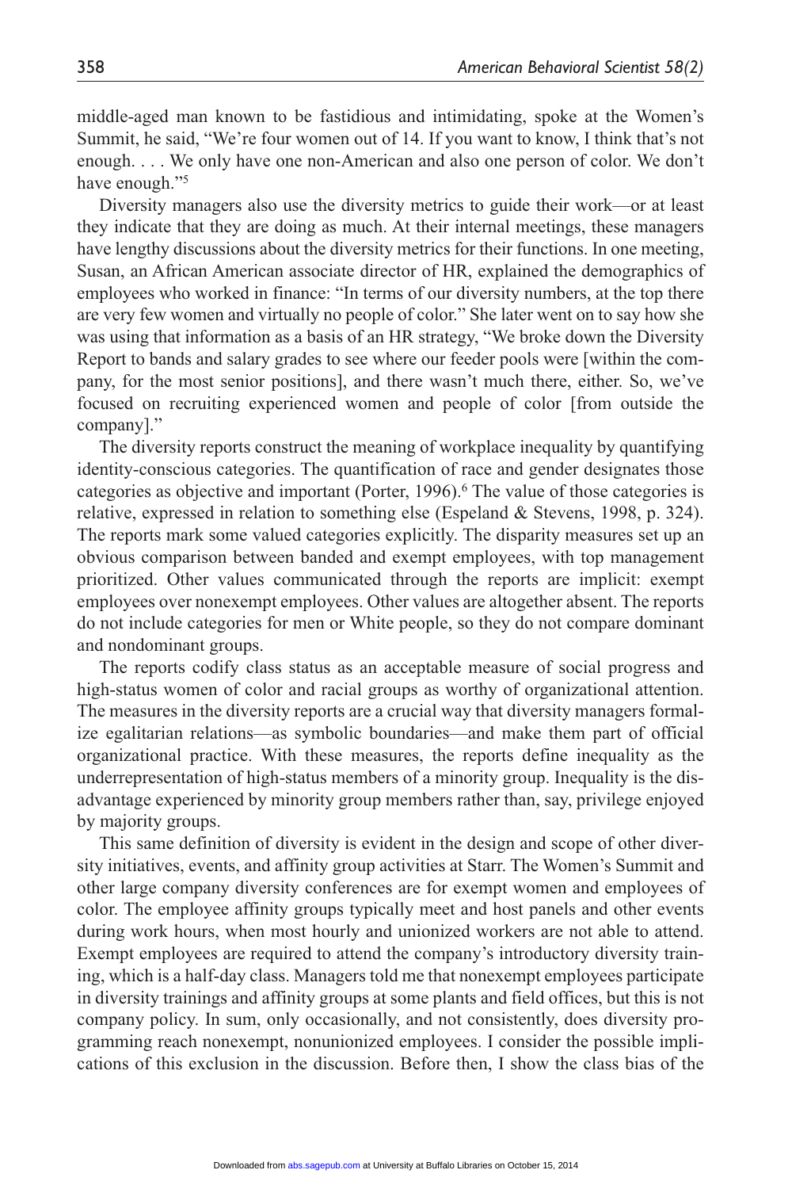middle-aged man known to be fastidious and intimidating, spoke at the Women's Summit, he said, "We're four women out of 14. If you want to know, I think that's not enough. . . . We only have one non-American and also one person of color. We don't have enough."[5]

Diversity managers also use the diversity metrics to guide their work—or at least they indicate that they are doing as much. At their internal meetings, these managers have lengthy discussions about the diversity metrics for their functions. In one meeting, Susan, an African American associate director of HR, explained the demographics of employees who worked in finance: "In terms of our diversity numbers, at the top there are very few women and virtually no people of color." She later went on to say how she was using that information as a basis of an HR strategy, "We broke down the Diversity Report to bands and salary grades to see where our feeder pools were [within the company, for the most senior positions], and there wasn't much there, either. So, we've focused on recruiting experienced women and people of color [from outside the company]."

The diversity reports construct the meaning of workplace inequality by quantifying identity-conscious categories. The quantification of race and gender designates those categories as objective and important (Porter, 1996).[6] The value of those categories is relative, expressed in relation to something else (Espeland & Stevens, 1998, p. 324). The reports mark some valued categories explicitly. The disparity measures set up an obvious comparison between banded and exempt employees, with top management prioritized. Other values communicated through the reports are implicit: exempt employees over nonexempt employees. Other values are altogether absent. The reports do not include categories for men or White people, so they do not compare dominant and nondominant groups.

The reports codify class status as an acceptable measure of social progress and high-status women of color and racial groups as worthy of organizational attention. The measures in the diversity reports are a crucial way that diversity managers formalize egalitarian relations—as symbolic boundaries—and make them part of official organizational practice. With these measures, the reports define inequality as the underrepresentation of high-status members of a minority group. Inequality is the disadvantage experienced by minority group members rather than, say, privilege enjoyed by majority groups.

This same definition of diversity is evident in the design and scope of other diversity initiatives, events, and affinity group activities at Starr. The Women's Summit and other large company diversity conferences are for exempt women and employees of color. The employee affinity groups typically meet and host panels and other events during work hours, when most hourly and unionized workers are not able to attend. Exempt employees are required to attend the company's introductory diversity training, which is a half-day class. Managers told me that nonexempt employees participate in diversity trainings and affinity groups at some plants and field offices, but this is not company policy. In sum, only occasionally, and not consistently, does diversity programming reach nonexempt, nonunionized employees. I consider the possible implications of this exclusion in the discussion. Before then, I show the class bias of the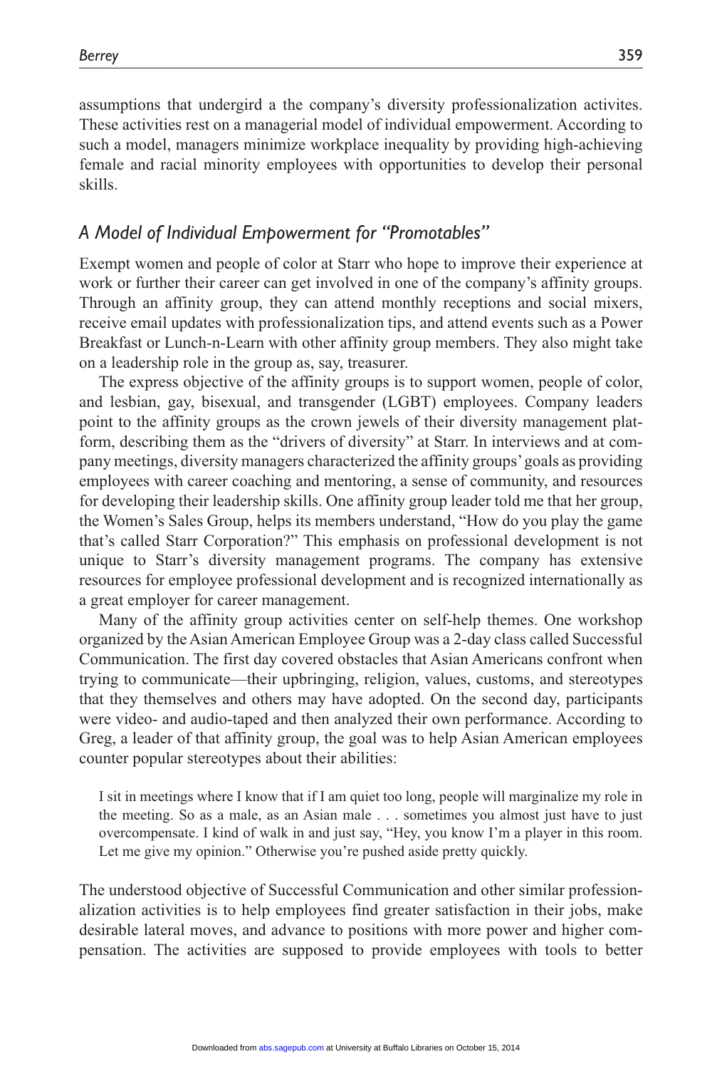assumptions that undergird a the company's diversity professionalization activites. These activities rest on a managerial model of individual empowerment. According to such a model, managers minimize workplace inequality by providing high-achieving female and racial minority employees with opportunities to develop their personal skills.

## *A Model of Individual Empowerment for "Promotables"*

Exempt women and people of color at Starr who hope to improve their experience at work or further their career can get involved in one of the company's affinity groups. Through an affinity group, they can attend monthly receptions and social mixers, receive email updates with professionalization tips, and attend events such as a Power Breakfast or Lunch-n-Learn with other affinity group members. They also might take on a leadership role in the group as, say, treasurer.

The express objective of the affinity groups is to support women, people of color, and lesbian, gay, bisexual, and transgender (LGBT) employees. Company leaders point to the affinity groups as the crown jewels of their diversity management platform, describing them as the "drivers of diversity" at Starr. In interviews and at company meetings, diversity managers characterized the affinity groups' goals as providing employees with career coaching and mentoring, a sense of community, and resources for developing their leadership skills. One affinity group leader told me that her group, the Women's Sales Group, helps its members understand, "How do you play the game that's called Starr Corporation?" This emphasis on professional development is not unique to Starr's diversity management programs. The company has extensive resources for employee professional development and is recognized internationally as a great employer for career management.

Many of the affinity group activities center on self-help themes. One workshop organized by the Asian American Employee Group was a 2-day class called Successful Communication. The first day covered obstacles that Asian Americans confront when trying to communicate—their upbringing, religion, values, customs, and stereotypes that they themselves and others may have adopted. On the second day, participants were video- and audio-taped and then analyzed their own performance. According to Greg, a leader of that affinity group, the goal was to help Asian American employees counter popular stereotypes about their abilities:

> I sit in meetings where I know that if I am quiet too long, people will marginalize my role in the meeting. So as a male, as an Asian male . . . sometimes you almost just have to just overcompensate. I kind of walk in and just say, "Hey, you know I'm a player in this room. Let me give my opinion." Otherwise you're pushed aside pretty quickly.

The understood objective of Successful Communication and other similar professionalization activities is to help employees find greater satisfaction in their jobs, make desirable lateral moves, and advance to positions with more power and higher compensation. The activities are supposed to provide employees with tools to better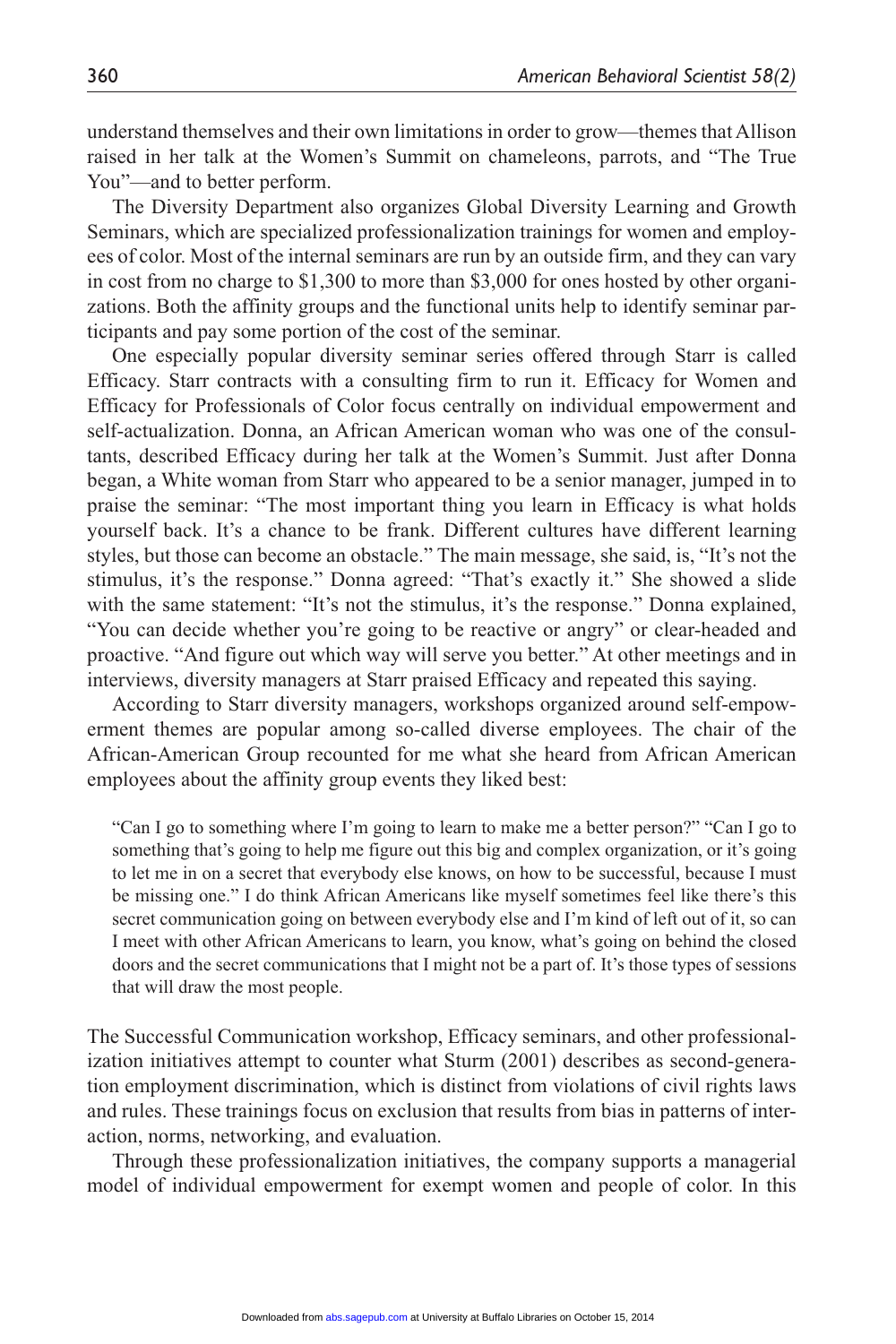understand themselves and their own limitations in order to grow—themes that Allison raised in her talk at the Women's Summit on chameleons, parrots, and "The True You"—and to better perform.

The Diversity Department also organizes Global Diversity Learning and Growth Seminars, which are specialized professionalization trainings for women and employees of color. Most of the internal seminars are run by an outside firm, and they can vary in cost from no charge to $1,300 to more than $3,000 for ones hosted by other organizations. Both the affinity groups and the functional units help to identify seminar participants and pay some portion of the cost of the seminar.

One especially popular diversity seminar series offered through Starr is called Efficacy. Starr contracts with a consulting firm to run it. Efficacy for Women and Efficacy for Professionals of Color focus centrally on individual empowerment and self-actualization. Donna, an African American woman who was one of the consultants, described Efficacy during her talk at the Women's Summit. Just after Donna began, a White woman from Starr who appeared to be a senior manager, jumped in to praise the seminar: "The most important thing you learn in Efficacy is what holds yourself back. It's a chance to be frank. Different cultures have different learning styles, but those can become an obstacle." The main message, she said, is, "It's not the stimulus, it's the response." Donna agreed: "That's exactly it." She showed a slide with the same statement: "It's not the stimulus, it's the response." Donna explained, "You can decide whether you're going to be reactive or angry" or clear-headed and proactive. "And figure out which way will serve you better." At other meetings and in interviews, diversity managers at Starr praised Efficacy and repeated this saying.

According to Starr diversity managers, workshops organized around self-empowerment themes are popular among so-called diverse employees. The chair of the African-American Group recounted for me what she heard from African American employees about the affinity group events they liked best:

> "Can I go to something where I'm going to learn to make me a better person?" "Can I go to something that's going to help me figure out this big and complex organization, or it's going to let me in on a secret that everybody else knows, on how to be successful, because I must be missing one." I do think African Americans like myself sometimes feel like there's this secret communication going on between everybody else and I'm kind of left out of it, so can I meet with other African Americans to learn, you know, what's going on behind the closed doors and the secret communications that I might not be a part of. It's those types of sessions that will draw the most people.

The Successful Communication workshop, Efficacy seminars, and other professionalization initiatives attempt to counter what Sturm (2001) describes as second-generation employment discrimination, which is distinct from violations of civil rights laws and rules. These trainings focus on exclusion that results from bias in patterns of interaction, norms, networking, and evaluation.

Through these professionalization initiatives, the company supports a managerial model of individual empowerment for exempt women and people of color. In this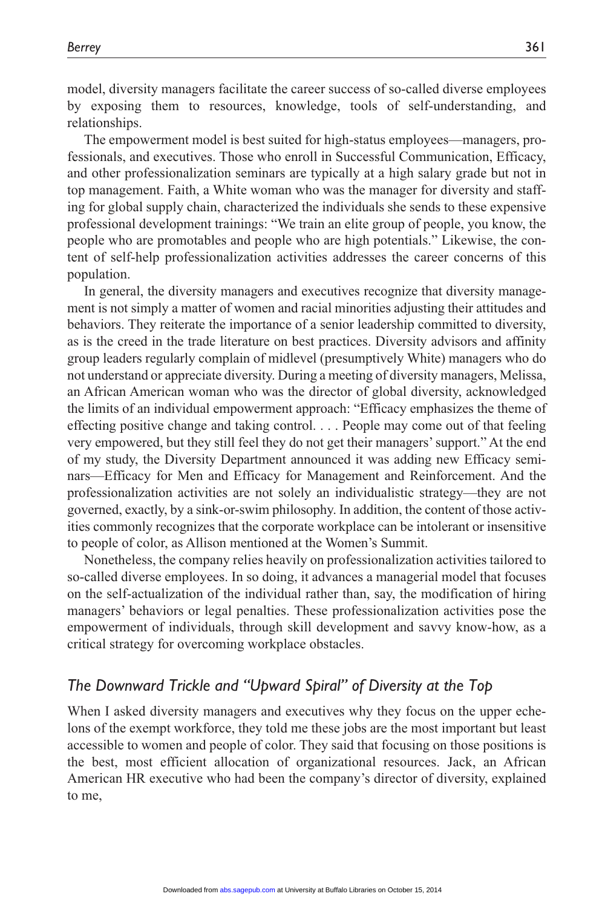model, diversity managers facilitate the career success of so-called diverse employees by exposing them to resources, knowledge, tools of self-understanding, and relationships.

The empowerment model is best suited for high-status employees—managers, professionals, and executives. Those who enroll in Successful Communication, Efficacy, and other professionalization seminars are typically at a high salary grade but not in top management. Faith, a White woman who was the manager for diversity and staffing for global supply chain, characterized the individuals she sends to these expensive professional development trainings: "We train an elite group of people, you know, the people who are promotables and people who are high potentials." Likewise, the content of self-help professionalization activities addresses the career concerns of this population.

In general, the diversity managers and executives recognize that diversity management is not simply a matter of women and racial minorities adjusting their attitudes and behaviors. They reiterate the importance of a senior leadership committed to diversity, as is the creed in the trade literature on best practices. Diversity advisors and affinity group leaders regularly complain of midlevel (presumptively White) managers who do not understand or appreciate diversity. During a meeting of diversity managers, Melissa, an African American woman who was the director of global diversity, acknowledged the limits of an individual empowerment approach: "Efficacy emphasizes the theme of effecting positive change and taking control. . . . People may come out of that feeling very empowered, but they still feel they do not get their managers' support." At the end of my study, the Diversity Department announced it was adding new Efficacy seminars—Efficacy for Men and Efficacy for Management and Reinforcement. And the professionalization activities are not solely an individualistic strategy—they are not governed, exactly, by a sink-or-swim philosophy. In addition, the content of those activities commonly recognizes that the corporate workplace can be intolerant or insensitive to people of color, as Allison mentioned at the Women's Summit.

Nonetheless, the company relies heavily on professionalization activities tailored to so-called diverse employees. In so doing, it advances a managerial model that focuses on the self-actualization of the individual rather than, say, the modification of hiring managers' behaviors or legal penalties. These professionalization activities pose the empowerment of individuals, through skill development and savvy know-how, as a critical strategy for overcoming workplace obstacles.

## *The Downward Trickle and "Upward Spiral" of Diversity at the Top*

When I asked diversity managers and executives why they focus on the upper echelons of the exempt workforce, they told me these jobs are the most important but least accessible to women and people of color. They said that focusing on those positions is the best, most efficient allocation of organizational resources. Jack, an African American HR executive who had been the company's director of diversity, explained to me,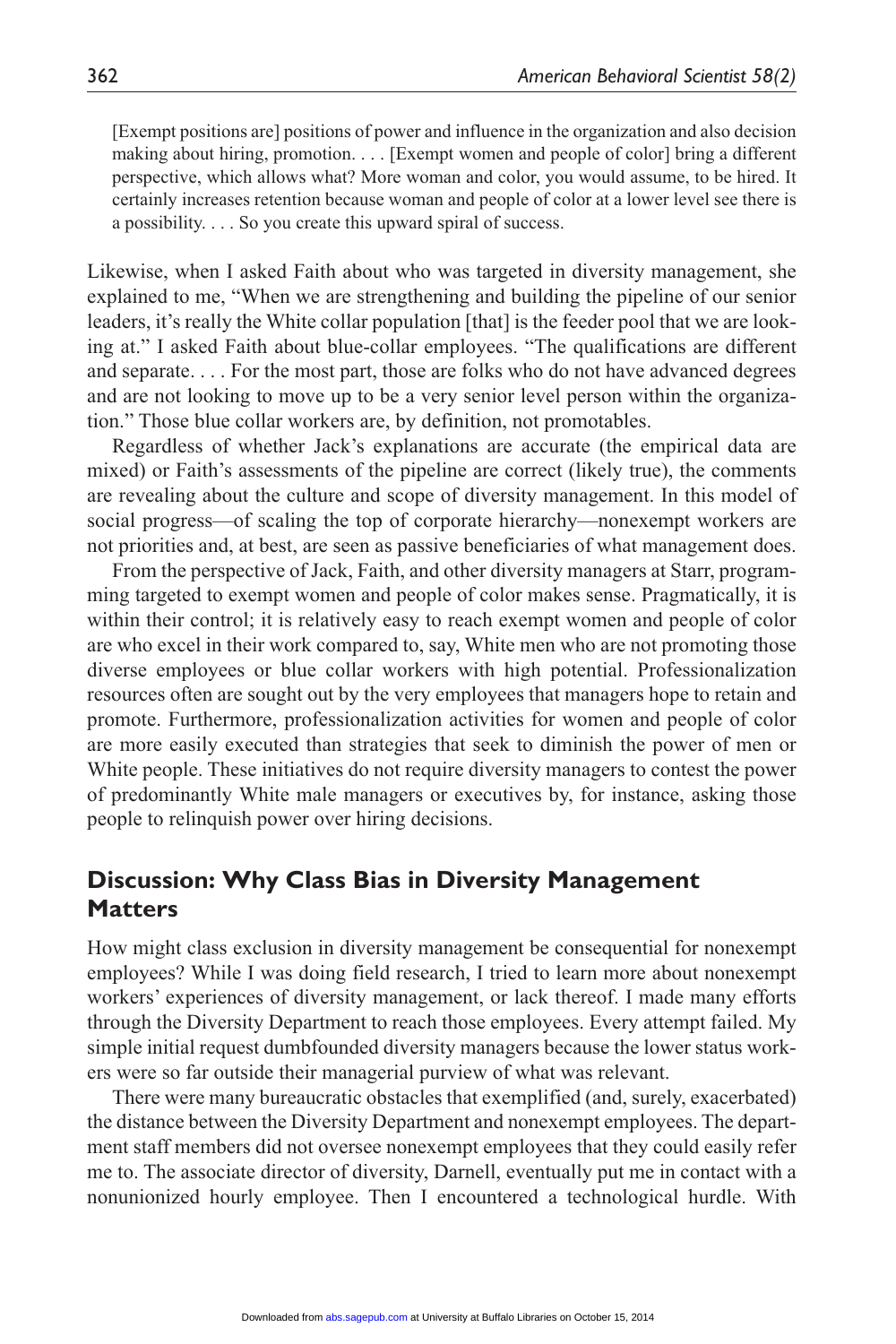> [Exempt positions are] positions of power and influence in the organization and also decision making about hiring, promotion. . . . [Exempt women and people of color] bring a different perspective, which allows what? More woman and color, you would assume, to be hired. It certainly increases retention because woman and people of color at a lower level see there is a possibility. . . . So you create this upward spiral of success.

Likewise, when I asked Faith about who was targeted in diversity management, she explained to me, "When we are strengthening and building the pipeline of our senior leaders, it's really the White collar population [that] is the feeder pool that we are looking at." I asked Faith about blue-collar employees. "The qualifications are different and separate. . . . For the most part, those are folks who do not have advanced degrees and are not looking to move up to be a very senior level person within the organization." Those blue collar workers are, by definition, not promotables.

Regardless of whether Jack's explanations are accurate (the empirical data are mixed) or Faith's assessments of the pipeline are correct (likely true), the comments are revealing about the culture and scope of diversity management. In this model of social progress—of scaling the top of corporate hierarchy—nonexempt workers are not priorities and, at best, are seen as passive beneficiaries of what management does.

From the perspective of Jack, Faith, and other diversity managers at Starr, programming targeted to exempt women and people of color makes sense. Pragmatically, it is within their control; it is relatively easy to reach exempt women and people of color are who excel in their work compared to, say, White men who are not promoting those diverse employees or blue collar workers with high potential. Professionalization resources often are sought out by the very employees that managers hope to retain and promote. Furthermore, professionalization activities for women and people of color are more easily executed than strategies that seek to diminish the power of men or White people. These initiatives do not require diversity managers to contest the power of predominantly White male managers or executives by, for instance, asking those people to relinquish power over hiring decisions.

## Discussion: Why Class Bias in Diversity Management Matters

How might class exclusion in diversity management be consequential for nonexempt employees? While I was doing field research, I tried to learn more about nonexempt workers' experiences of diversity management, or lack thereof. I made many efforts through the Diversity Department to reach those employees. Every attempt failed. My simple initial request dumbfounded diversity managers because the lower status workers were so far outside their managerial purview of what was relevant.

There were many bureaucratic obstacles that exemplified (and, surely, exacerbated) the distance between the Diversity Department and nonexempt employees. The department staff members did not oversee nonexempt employees that they could easily refer me to. The associate director of diversity, Darnell, eventually put me in contact with a nonunionized hourly employee. Then I encountered a technological hurdle. With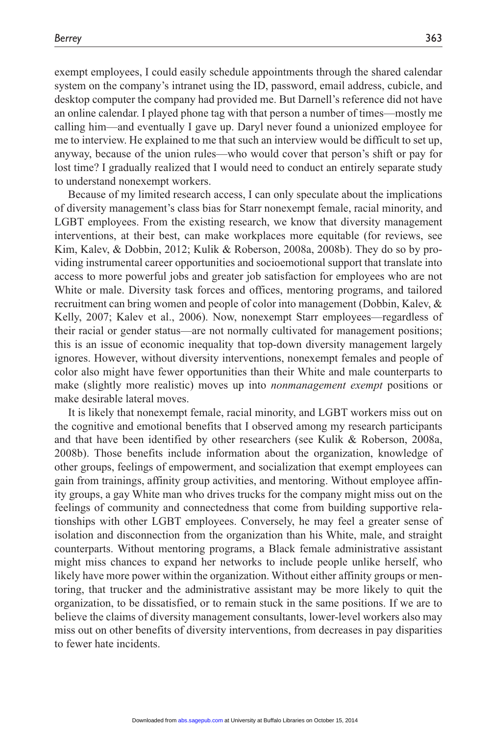exempt employees, I could easily schedule appointments through the shared calendar system on the company's intranet using the ID, password, email address, cubicle, and desktop computer the company had provided me. But Darnell's reference did not have an online calendar. I played phone tag with that person a number of times—mostly me calling him—and eventually I gave up. Daryl never found a unionized employee for me to interview. He explained to me that such an interview would be difficult to set up, anyway, because of the union rules—who would cover that person's shift or pay for lost time? I gradually realized that I would need to conduct an entirely separate study to understand nonexempt workers.

Because of my limited research access, I can only speculate about the implications of diversity management's class bias for Starr nonexempt female, racial minority, and LGBT employees. From the existing research, we know that diversity management interventions, at their best, can make workplaces more equitable (for reviews, see Kim, Kalev, & Dobbin, 2012; Kulik & Roberson, 2008a, 2008b). They do so by providing instrumental career opportunities and socioemotional support that translate into access to more powerful jobs and greater job satisfaction for employees who are not White or male. Diversity task forces and offices, mentoring programs, and tailored recruitment can bring women and people of color into management (Dobbin, Kalev, & Kelly, 2007; Kalev et al., 2006). Now, nonexempt Starr employees—regardless of their racial or gender status—are not normally cultivated for management positions; this is an issue of economic inequality that top-down diversity management largely ignores. However, without diversity interventions, nonexempt females and people of color also might have fewer opportunities than their White and male counterparts to make (slightly more realistic) moves up into *nonmanagement exempt* positions or make desirable lateral moves.

It is likely that nonexempt female, racial minority, and LGBT workers miss out on the cognitive and emotional benefits that I observed among my research participants and that have been identified by other researchers (see Kulik & Roberson, 2008a, 2008b). Those benefits include information about the organization, knowledge of other groups, feelings of empowerment, and socialization that exempt employees can gain from trainings, affinity group activities, and mentoring. Without employee affinity groups, a gay White man who drives trucks for the company might miss out on the feelings of community and connectedness that come from building supportive relationships with other LGBT employees. Conversely, he may feel a greater sense of isolation and disconnection from the organization than his White, male, and straight counterparts. Without mentoring programs, a Black female administrative assistant might miss chances to expand her networks to include people unlike herself, who likely have more power within the organization. Without either affinity groups or mentoring, that trucker and the administrative assistant may be more likely to quit the organization, to be dissatisfied, or to remain stuck in the same positions. If we are to believe the claims of diversity management consultants, lower-level workers also may miss out on other benefits of diversity interventions, from decreases in pay disparities to fewer hate incidents.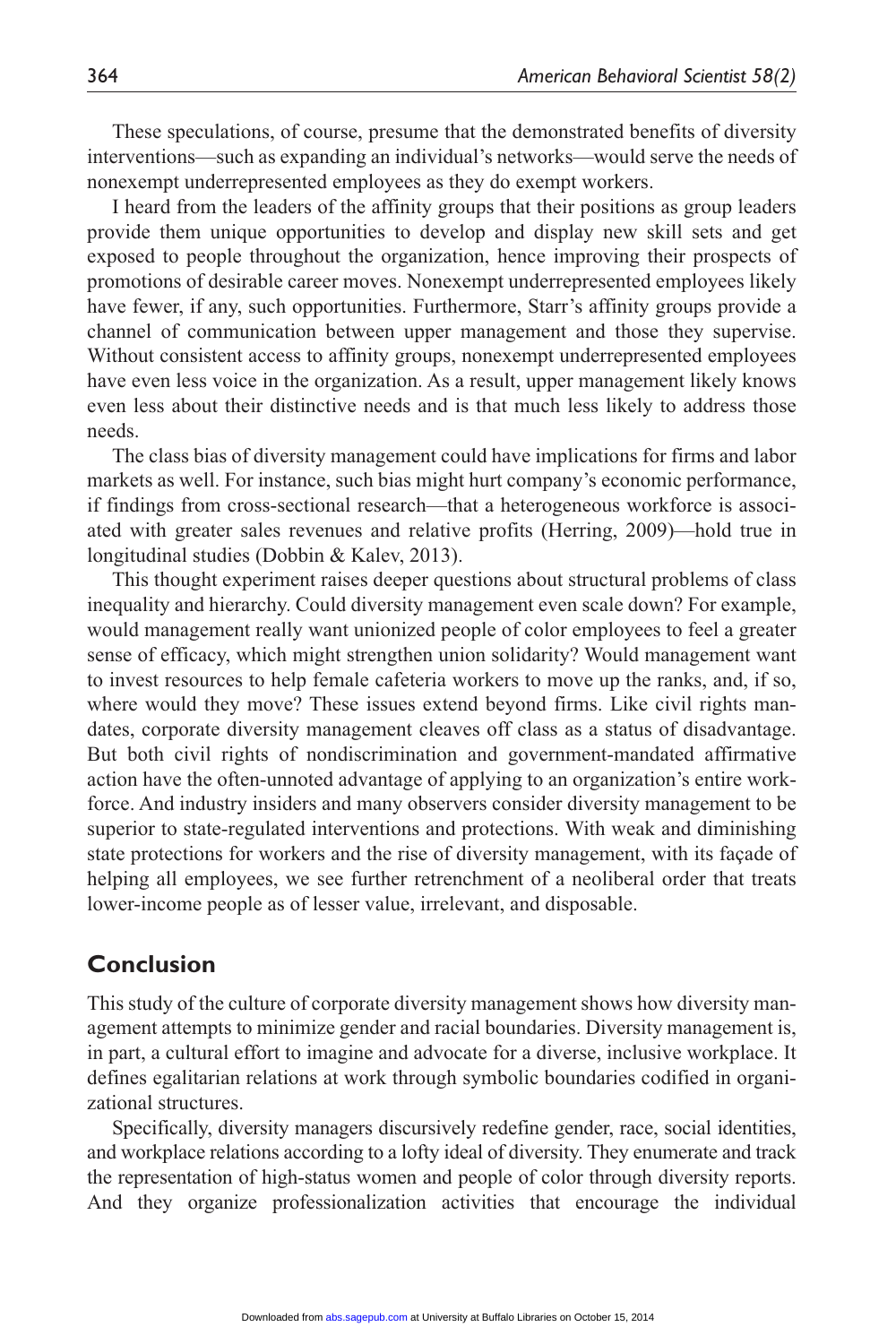These speculations, of course, presume that the demonstrated benefits of diversity interventions—such as expanding an individual's networks—would serve the needs of nonexempt underrepresented employees as they do exempt workers.

I heard from the leaders of the affinity groups that their positions as group leaders provide them unique opportunities to develop and display new skill sets and get exposed to people throughout the organization, hence improving their prospects of promotions of desirable career moves. Nonexempt underrepresented employees likely have fewer, if any, such opportunities. Furthermore, Starr's affinity groups provide a channel of communication between upper management and those they supervise. Without consistent access to affinity groups, nonexempt underrepresented employees have even less voice in the organization. As a result, upper management likely knows even less about their distinctive needs and is that much less likely to address those needs.

The class bias of diversity management could have implications for firms and labor markets as well. For instance, such bias might hurt company's economic performance, if findings from cross-sectional research—that a heterogeneous workforce is associated with greater sales revenues and relative profits (Herring, 2009)—hold true in longitudinal studies (Dobbin & Kalev, 2013).

This thought experiment raises deeper questions about structural problems of class inequality and hierarchy. Could diversity management even scale down? For example, would management really want unionized people of color employees to feel a greater sense of efficacy, which might strengthen union solidarity? Would management want to invest resources to help female cafeteria workers to move up the ranks, and, if so, where would they move? These issues extend beyond firms. Like civil rights mandates, corporate diversity management cleaves off class as a status of disadvantage. But both civil rights of nondiscrimination and government-mandated affirmative action have the often-unnoted advantage of applying to an organization's entire workforce. And industry insiders and many observers consider diversity management to be superior to state-regulated interventions and protections. With weak and diminishing state protections for workers and the rise of diversity management, with its façade of helping all employees, we see further retrenchment of a neoliberal order that treats lower-income people as of lesser value, irrelevant, and disposable.

## Conclusion

This study of the culture of corporate diversity management shows how diversity management attempts to minimize gender and racial boundaries. Diversity management is, in part, a cultural effort to imagine and advocate for a diverse, inclusive workplace. It defines egalitarian relations at work through symbolic boundaries codified in organizational structures.

Specifically, diversity managers discursively redefine gender, race, social identities, and workplace relations according to a lofty ideal of diversity. They enumerate and track the representation of high-status women and people of color through diversity reports. And they organize professionalization activities that encourage the individual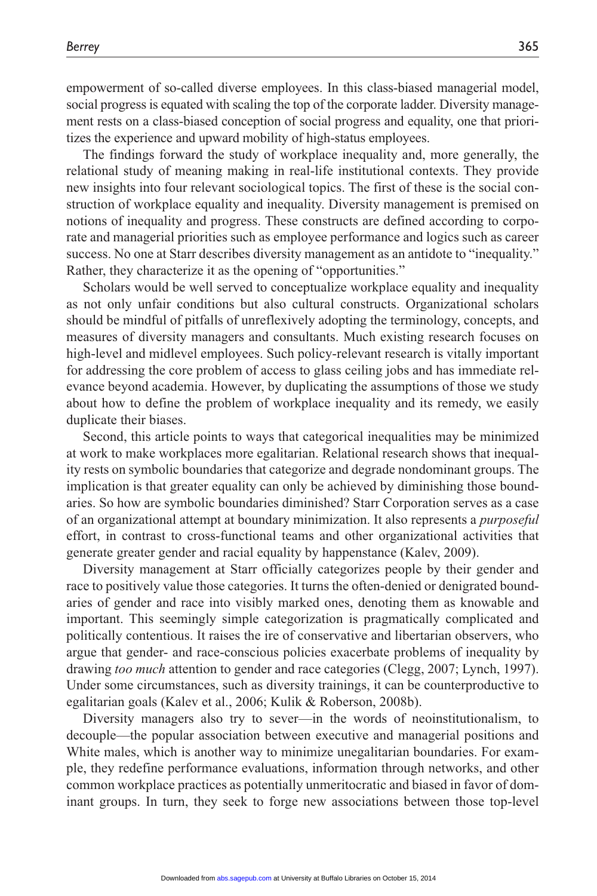empowerment of so-called diverse employees. In this class-biased managerial model, social progress is equated with scaling the top of the corporate ladder. Diversity management rests on a class-biased conception of social progress and equality, one that prioritizes the experience and upward mobility of high-status employees.

The findings forward the study of workplace inequality and, more generally, the relational study of meaning making in real-life institutional contexts. They provide new insights into four relevant sociological topics. The first of these is the social construction of workplace equality and inequality. Diversity management is premised on notions of inequality and progress. These constructs are defined according to corporate and managerial priorities such as employee performance and logics such as career success. No one at Starr describes diversity management as an antidote to "inequality." Rather, they characterize it as the opening of "opportunities."

Scholars would be well served to conceptualize workplace equality and inequality as not only unfair conditions but also cultural constructs. Organizational scholars should be mindful of pitfalls of unreflexively adopting the terminology, concepts, and measures of diversity managers and consultants. Much existing research focuses on high-level and midlevel employees. Such policy-relevant research is vitally important for addressing the core problem of access to glass ceiling jobs and has immediate relevance beyond academia. However, by duplicating the assumptions of those we study about how to define the problem of workplace inequality and its remedy, we easily duplicate their biases.

Second, this article points to ways that categorical inequalities may be minimized at work to make workplaces more egalitarian. Relational research shows that inequality rests on symbolic boundaries that categorize and degrade nondominant groups. The implication is that greater equality can only be achieved by diminishing those boundaries. So how are symbolic boundaries diminished? Starr Corporation serves as a case of an organizational attempt at boundary minimization. It also represents a *purposeful* effort, in contrast to cross-functional teams and other organizational activities that generate greater gender and racial equality by happenstance (Kalev, 2009).

Diversity management at Starr officially categorizes people by their gender and race to positively value those categories. It turns the often-denied or denigrated boundaries of gender and race into visibly marked ones, denoting them as knowable and important. This seemingly simple categorization is pragmatically complicated and politically contentious. It raises the ire of conservative and libertarian observers, who argue that gender- and race-conscious policies exacerbate problems of inequality by drawing *too much* attention to gender and race categories (Clegg, 2007; Lynch, 1997). Under some circumstances, such as diversity trainings, it can be counterproductive to egalitarian goals (Kalev et al., 2006; Kulik & Roberson, 2008b).

Diversity managers also try to sever—in the words of neoinstitutionalism, to decouple—the popular association between executive and managerial positions and White males, which is another way to minimize unegalitarian boundaries. For example, they redefine performance evaluations, information through networks, and other common workplace practices as potentially unmeritocratic and biased in favor of dominant groups. In turn, they seek to forge new associations between those top-level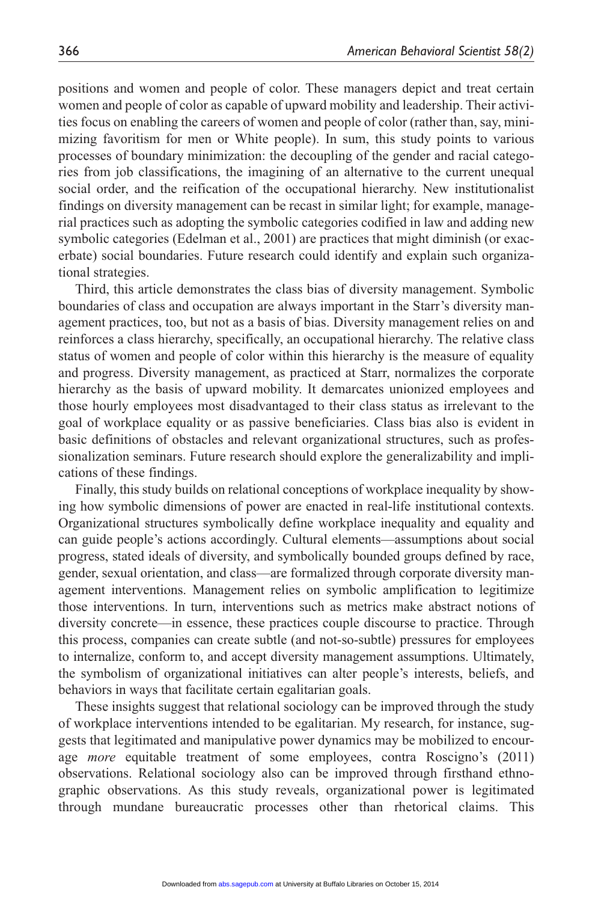positions and women and people of color. These managers depict and treat certain women and people of color as capable of upward mobility and leadership. Their activities focus on enabling the careers of women and people of color (rather than, say, minimizing favoritism for men or White people). In sum, this study points to various processes of boundary minimization: the decoupling of the gender and racial categories from job classifications, the imagining of an alternative to the current unequal social order, and the reification of the occupational hierarchy. New institutionalist findings on diversity management can be recast in similar light; for example, managerial practices such as adopting the symbolic categories codified in law and adding new symbolic categories (Edelman et al., 2001) are practices that might diminish (or exacerbate) social boundaries. Future research could identify and explain such organizational strategies.

Third, this article demonstrates the class bias of diversity management. Symbolic boundaries of class and occupation are always important in the Starr's diversity management practices, too, but not as a basis of bias. Diversity management relies on and reinforces a class hierarchy, specifically, an occupational hierarchy. The relative class status of women and people of color within this hierarchy is the measure of equality and progress. Diversity management, as practiced at Starr, normalizes the corporate hierarchy as the basis of upward mobility. It demarcates unionized employees and those hourly employees most disadvantaged to their class status as irrelevant to the goal of workplace equality or as passive beneficiaries. Class bias also is evident in basic definitions of obstacles and relevant organizational structures, such as professionalization seminars. Future research should explore the generalizability and implications of these findings.

Finally, this study builds on relational conceptions of workplace inequality by showing how symbolic dimensions of power are enacted in real-life institutional contexts. Organizational structures symbolically define workplace inequality and equality and can guide people's actions accordingly. Cultural elements—assumptions about social progress, stated ideals of diversity, and symbolically bounded groups defined by race, gender, sexual orientation, and class—are formalized through corporate diversity management interventions. Management relies on symbolic amplification to legitimize those interventions. In turn, interventions such as metrics make abstract notions of diversity concrete—in essence, these practices couple discourse to practice. Through this process, companies can create subtle (and not-so-subtle) pressures for employees to internalize, conform to, and accept diversity management assumptions. Ultimately, the symbolism of organizational initiatives can alter people's interests, beliefs, and behaviors in ways that facilitate certain egalitarian goals.

These insights suggest that relational sociology can be improved through the study of workplace interventions intended to be egalitarian. My research, for instance, suggests that legitimated and manipulative power dynamics may be mobilized to encourage *more* equitable treatment of some employees, contra Roscigno's (2011) observations. Relational sociology also can be improved through firsthand ethnographic observations. As this study reveals, organizational power is legitimated through mundane bureaucratic processes other than rhetorical claims. This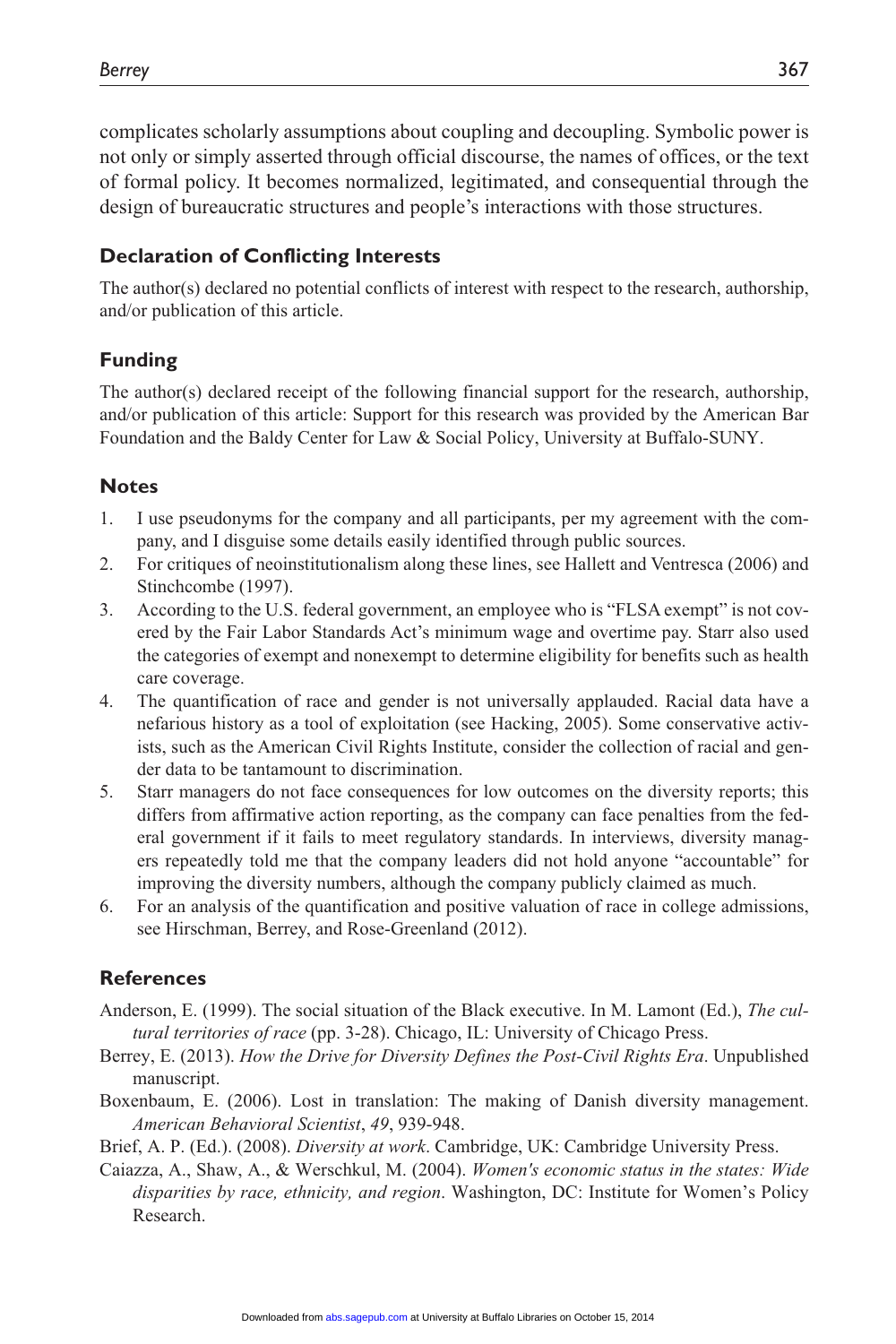complicates scholarly assumptions about coupling and decoupling. Symbolic power is not only or simply asserted through official discourse, the names of offices, or the text of formal policy. It becomes normalized, legitimated, and consequential through the design of bureaucratic structures and people's interactions with those structures.

### Declaration of Conflicting Interests

The author(s) declared no potential conflicts of interest with respect to the research, authorship, and/or publication of this article.

### Funding

The author(s) declared receipt of the following financial support for the research, authorship, and/or publication of this article: Support for this research was provided by the American Bar Foundation and the Baldy Center for Law & Social Policy, University at Buffalo-SUNY.

### Notes

1. I use pseudonyms for the company and all participants, per my agreement with the company, and I disguise some details easily identified through public sources.
2. For critiques of neoinstitutionalism along these lines, see Hallett and Ventresca (2006) and Stinchcombe (1997).
3. According to the U.S. federal government, an employee who is "FLSA exempt" is not covered by the Fair Labor Standards Act's minimum wage and overtime pay. Starr also used the categories of exempt and nonexempt to determine eligibility for benefits such as health care coverage.
4. The quantification of race and gender is not universally applauded. Racial data have a nefarious history as a tool of exploitation (see Hacking, 2005). Some conservative activists, such as the American Civil Rights Institute, consider the collection of racial and gender data to be tantamount to discrimination.
5. Starr managers do not face consequences for low outcomes on the diversity reports; this differs from affirmative action reporting, as the company can face penalties from the federal government if it fails to meet regulatory standards. In interviews, diversity managers repeatedly told me that the company leaders did not hold anyone "accountable" for improving the diversity numbers, although the company publicly claimed as much.
6. For an analysis of the quantification and positive valuation of race in college admissions, see Hirschman, Berrey, and Rose-Greenland (2012).

### References

Anderson, E. (1999). The social situation of the Black executive. In M. Lamont (Ed.), *The cultural territories of race* (pp. 3-28). Chicago, IL: University of Chicago Press.

Berrey, E. (2013). *How the Drive for Diversity Defines the Post-Civil Rights Era*. Unpublished manuscript.

Boxenbaum, E. (2006). Lost in translation: The making of Danish diversity management. *American Behavioral Scientist*, *49*, 939-948.

Brief, A. P. (Ed.). (2008). *Diversity at work*. Cambridge, UK: Cambridge University Press.

Caiazza, A., Shaw, A., & Werschkul, M. (2004). *Women's economic status in the states: Wide disparities by race, ethnicity, and region*. Washington, DC: Institute for Women's Policy Research.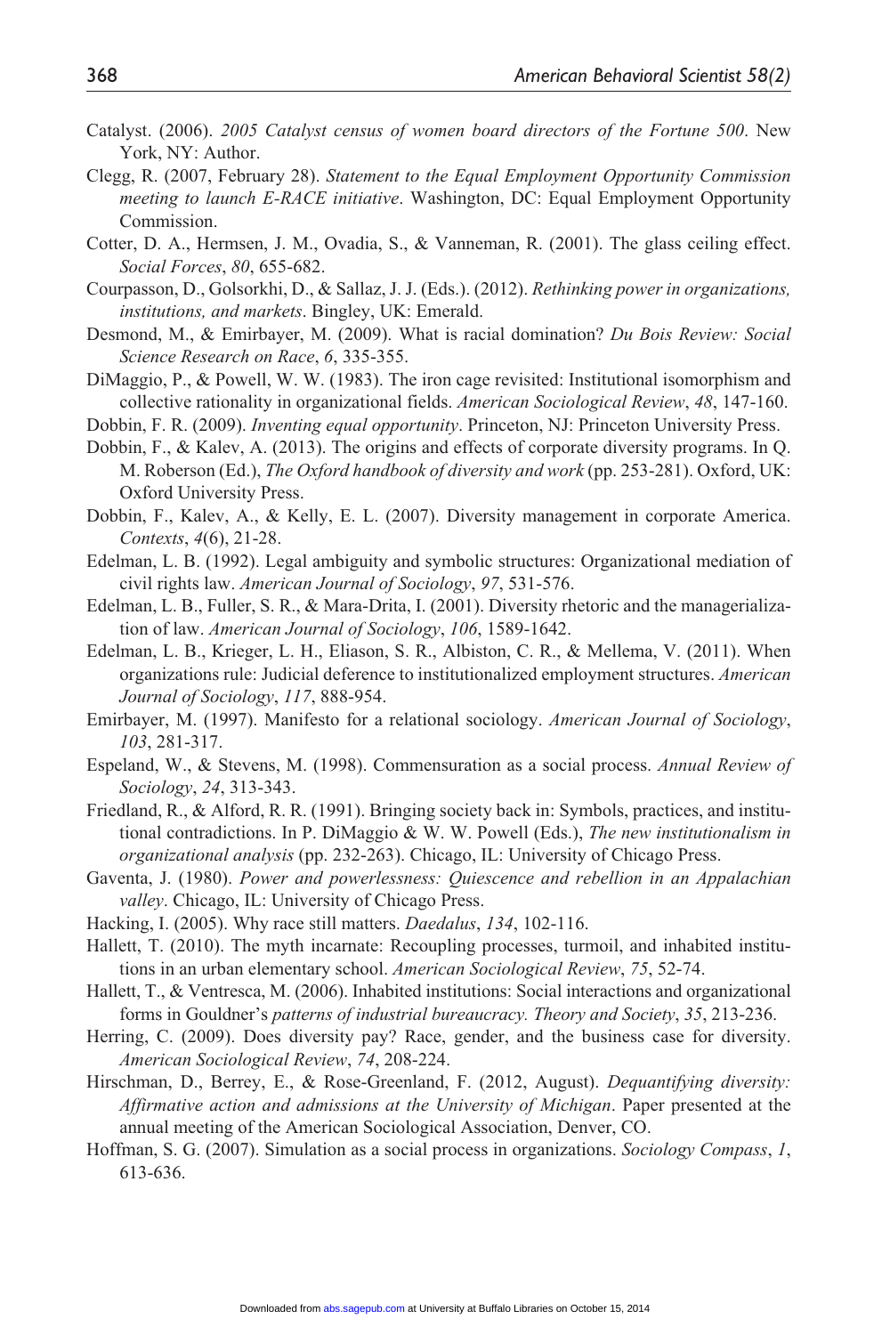Catalyst. (2006). *2005 Catalyst census of women board directors of the Fortune 500*. New York, NY: Author.

Clegg, R. (2007, February 28). *Statement to the Equal Employment Opportunity Commission meeting to launch E-RACE initiative*. Washington, DC: Equal Employment Opportunity Commission.

Cotter, D. A., Hermsen, J. M., Ovadia, S., & Vanneman, R. (2001). The glass ceiling effect. *Social Forces*, *80*, 655-682.

Courpasson, D., Golsorkhi, D., & Sallaz, J. J. (Eds.). (2012). *Rethinking power in organizations, institutions, and markets*. Bingley, UK: Emerald.

Desmond, M., & Emirbayer, M. (2009). What is racial domination? *Du Bois Review: Social Science Research on Race*, *6*, 335-355.

DiMaggio, P., & Powell, W. W. (1983). The iron cage revisited: Institutional isomorphism and collective rationality in organizational fields. *American Sociological Review*, *48*, 147-160.

Dobbin, F. R. (2009). *Inventing equal opportunity*. Princeton, NJ: Princeton University Press.

Dobbin, F., & Kalev, A. (2013). The origins and effects of corporate diversity programs. In Q. M. Roberson (Ed.), *The Oxford handbook of diversity and work* (pp. 253-281). Oxford, UK: Oxford University Press.

Dobbin, F., Kalev, A., & Kelly, E. L. (2007). Diversity management in corporate America. *Contexts*, *4*(6), 21-28.

Edelman, L. B. (1992). Legal ambiguity and symbolic structures: Organizational mediation of civil rights law. *American Journal of Sociology*, *97*, 531-576.

Edelman, L. B., Fuller, S. R., & Mara-Drita, I. (2001). Diversity rhetoric and the managerialization of law. *American Journal of Sociology*, *106*, 1589-1642.

Edelman, L. B., Krieger, L. H., Eliason, S. R., Albiston, C. R., & Mellema, V. (2011). When organizations rule: Judicial deference to institutionalized employment structures. *American Journal of Sociology*, *117*, 888-954.

Emirbayer, M. (1997). Manifesto for a relational sociology. *American Journal of Sociology*, *103*, 281-317.

Espeland, W., & Stevens, M. (1998). Commensuration as a social process. *Annual Review of Sociology*, *24*, 313-343.

Friedland, R., & Alford, R. R. (1991). Bringing society back in: Symbols, practices, and institutional contradictions. In P. DiMaggio & W. W. Powell (Eds.), *The new institutionalism in organizational analysis* (pp. 232-263). Chicago, IL: University of Chicago Press.

Gaventa, J. (1980). *Power and powerlessness: Quiescence and rebellion in an Appalachian valley*. Chicago, IL: University of Chicago Press.

Hacking, I. (2005). Why race still matters. *Daedalus*, *134*, 102-116.

Hallett, T. (2010). The myth incarnate: Recoupling processes, turmoil, and inhabited institutions in an urban elementary school. *American Sociological Review*, *75*, 52-74.

Hallett, T., & Ventresca, M. (2006). Inhabited institutions: Social interactions and organizational forms in Gouldner's *patterns of industrial bureaucracy. Theory and Society*, *35*, 213-236.

Herring, C. (2009). Does diversity pay? Race, gender, and the business case for diversity. *American Sociological Review*, *74*, 208-224.

Hirschman, D., Berrey, E., & Rose-Greenland, F. (2012, August). *Dequantifying diversity: Affirmative action and admissions at the University of Michigan*. Paper presented at the annual meeting of the American Sociological Association, Denver, CO.

Hoffman, S. G. (2007). Simulation as a social process in organizations. *Sociology Compass*, *1*, 613-636.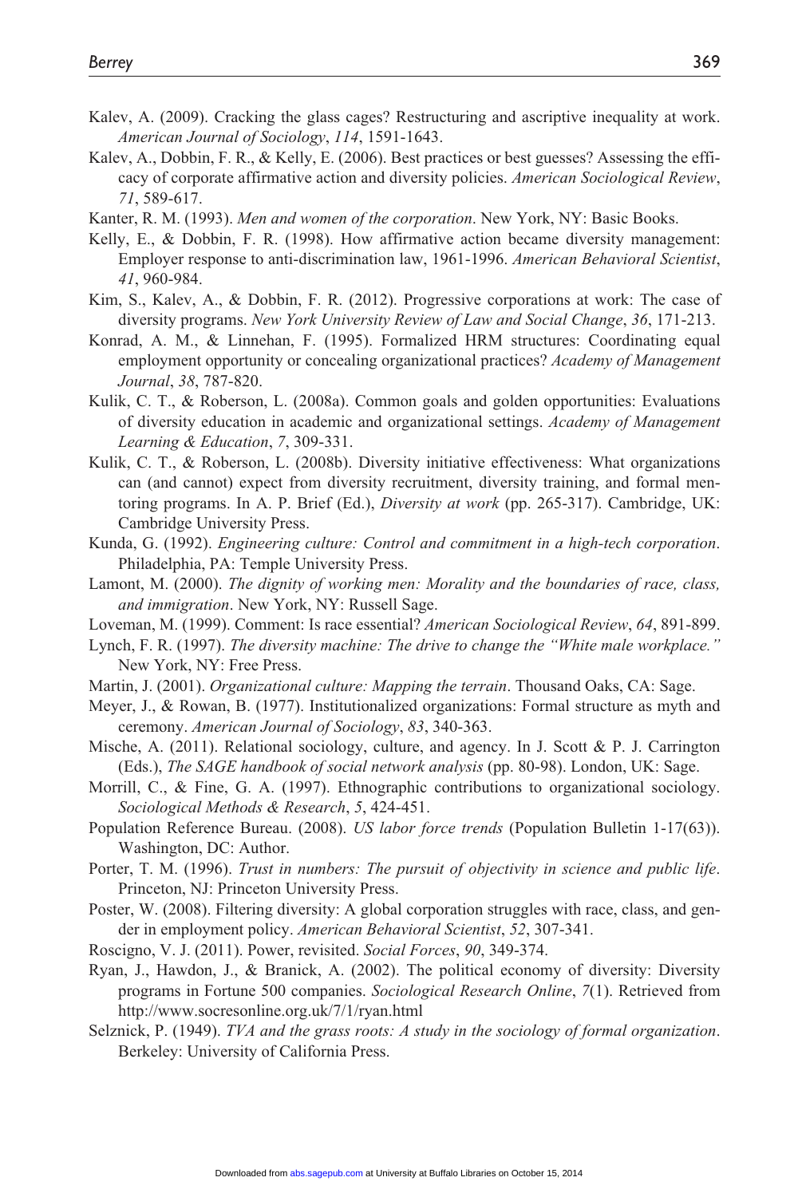Kalev, A. (2009). Cracking the glass cages? Restructuring and ascriptive inequality at work. *American Journal of Sociology*, *114*, 1591-1643.

Kalev, A., Dobbin, F. R., & Kelly, E. (2006). Best practices or best guesses? Assessing the efficacy of corporate affirmative action and diversity policies. *American Sociological Review*, *71*, 589-617.

Kanter, R. M. (1993). *Men and women of the corporation*. New York, NY: Basic Books.

Kelly, E., & Dobbin, F. R. (1998). How affirmative action became diversity management: Employer response to anti-discrimination law, 1961-1996. *American Behavioral Scientist*, *41*, 960-984.

Kim, S., Kalev, A., & Dobbin, F. R. (2012). Progressive corporations at work: The case of diversity programs. *New York University Review of Law and Social Change*, *36*, 171-213.

Konrad, A. M., & Linnehan, F. (1995). Formalized HRM structures: Coordinating equal employment opportunity or concealing organizational practices? *Academy of Management Journal*, *38*, 787-820.

Kulik, C. T., & Roberson, L. (2008a). Common goals and golden opportunities: Evaluations of diversity education in academic and organizational settings. *Academy of Management Learning & Education*, *7*, 309-331.

Kulik, C. T., & Roberson, L. (2008b). Diversity initiative effectiveness: What organizations can (and cannot) expect from diversity recruitment, diversity training, and formal mentoring programs. In A. P. Brief (Ed.), *Diversity at work* (pp. 265-317). Cambridge, UK: Cambridge University Press.

Kunda, G. (1992). *Engineering culture: Control and commitment in a high-tech corporation*. Philadelphia, PA: Temple University Press.

Lamont, M. (2000). *The dignity of working men: Morality and the boundaries of race, class, and immigration*. New York, NY: Russell Sage.

Loveman, M. (1999). Comment: Is race essential? *American Sociological Review*, *64*, 891-899.

Lynch, F. R. (1997). *The diversity machine: The drive to change the "White male workplace."* New York, NY: Free Press.

Martin, J. (2001). *Organizational culture: Mapping the terrain*. Thousand Oaks, CA: Sage.

Meyer, J., & Rowan, B. (1977). Institutionalized organizations: Formal structure as myth and ceremony. *American Journal of Sociology*, *83*, 340-363.

Mische, A. (2011). Relational sociology, culture, and agency. In J. Scott & P. J. Carrington (Eds.), *The SAGE handbook of social network analysis* (pp. 80-98). London, UK: Sage.

Morrill, C., & Fine, G. A. (1997). Ethnographic contributions to organizational sociology. *Sociological Methods & Research*, *5*, 424-451.

Population Reference Bureau. (2008). *US labor force trends* (Population Bulletin 1-17(63)). Washington, DC: Author.

Porter, T. M. (1996). *Trust in numbers: The pursuit of objectivity in science and public life*. Princeton, NJ: Princeton University Press.

Poster, W. (2008). Filtering diversity: A global corporation struggles with race, class, and gender in employment policy. *American Behavioral Scientist*, *52*, 307-341.

Roscigno, V. J. (2011). Power, revisited. *Social Forces*, *90*, 349-374.

Ryan, J., Hawdon, J., & Branick, A. (2002). The political economy of diversity: Diversity programs in Fortune 500 companies. *Sociological Research Online*, *7*(1). Retrieved from http://www.socresonline.org.uk/7/1/ryan.html

Selznick, P. (1949). *TVA and the grass roots: A study in the sociology of formal organization*. Berkeley: University of California Press.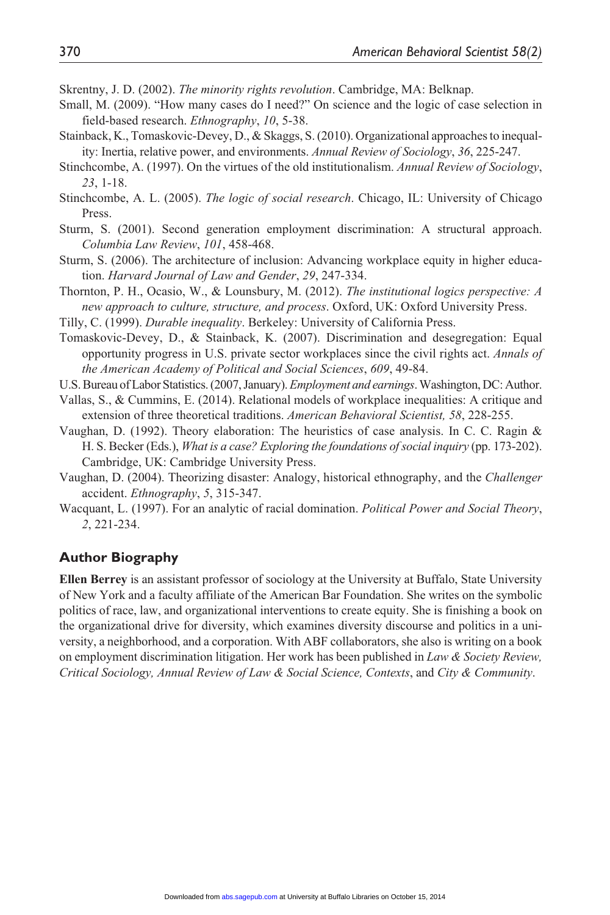Skrentny, J. D. (2002). *The minority rights revolution*. Cambridge, MA: Belknap.

Small, M. (2009). "How many cases do I need?" On science and the logic of case selection in field-based research. *Ethnography*, *10*, 5-38.

Stainback, K., Tomaskovic-Devey, D., & Skaggs, S. (2010). Organizational approaches to inequality: Inertia, relative power, and environments. *Annual Review of Sociology*, *36*, 225-247.

Stinchcombe, A. (1997). On the virtues of the old institutionalism. *Annual Review of Sociology*, *23*, 1-18.

Stinchcombe, A. L. (2005). *The logic of social research*. Chicago, IL: University of Chicago Press.

Sturm, S. (2001). Second generation employment discrimination: A structural approach. *Columbia Law Review*, *101*, 458-468.

Sturm, S. (2006). The architecture of inclusion: Advancing workplace equity in higher education. *Harvard Journal of Law and Gender*, *29*, 247-334.

Thornton, P. H., Ocasio, W., & Lounsbury, M. (2012). *The institutional logics perspective: A new approach to culture, structure, and process*. Oxford, UK: Oxford University Press.

Tilly, C. (1999). *Durable inequality*. Berkeley: University of California Press.

Tomaskovic-Devey, D., & Stainback, K. (2007). Discrimination and desegregation: Equal opportunity progress in U.S. private sector workplaces since the civil rights act. *Annals of the American Academy of Political and Social Sciences*, *609*, 49-84.

U.S. Bureau of Labor Statistics. (2007, January). *Employment and earnings*. Washington, DC: Author.

Vallas, S., & Cummins, E. (2014). Relational models of workplace inequalities: A critique and extension of three theoretical traditions. *American Behavioral Scientist, 58*, 228-255.

Vaughan, D. (1992). Theory elaboration: The heuristics of case analysis. In C. C. Ragin & H. S. Becker (Eds.), *What is a case? Exploring the foundations of social inquiry* (pp. 173-202). Cambridge, UK: Cambridge University Press.

Vaughan, D. (2004). Theorizing disaster: Analogy, historical ethnography, and the *Challenger* accident. *Ethnography*, *5*, 315-347.

Wacquant, L. (1997). For an analytic of racial domination. *Political Power and Social Theory*, *2*, 221-234.

## Author Biography

**Ellen Berrey** is an assistant professor of sociology at the University at Buffalo, State University of New York and a faculty affiliate of the American Bar Foundation. She writes on the symbolic politics of race, law, and organizational interventions to create equity. She is finishing a book on the organizational drive for diversity, which examines diversity discourse and politics in a university, a neighborhood, and a corporation. With ABF collaborators, she also is writing on a book on employment discrimination litigation. Her work has been published in *Law & Society Review, Critical Sociology, Annual Review of Law & Social Science, Contexts*, and *City & Community*.